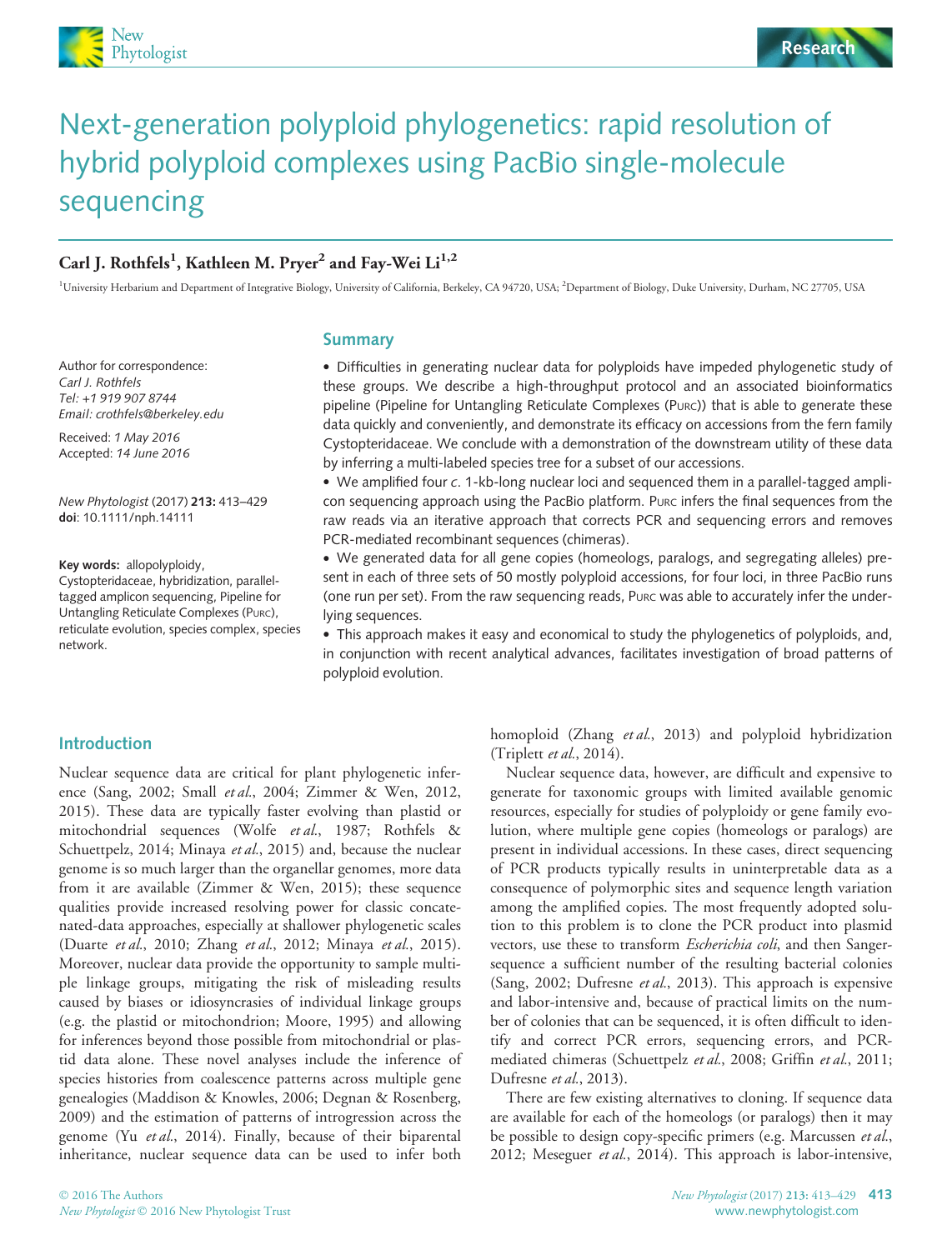# Next-generation polyploid phylogenetics: rapid resolution of hybrid polyploid complexes using PacBio single-molecule sequencing

**Carl J. Rothfels[1], Kathleen M. Pryer[2] and Fay-Wei Li[1,2]**

[1]University Herbarium and Department of Integrative Biology, University of California, Berkeley, CA 94720, USA; [2]Department of Biology, Duke University, Durham, NC 27705, USA

Author for correspondence:
*Carl J. Rothfels*
*Tel: +1 919 907 8744*
*Email: crothfels@berkeley.edu*

Received: *1 May 2016*
Accepted: *14 June 2016*

*New Phytologist* (2017) **213:** 413–429
**doi**: 10.1111/nph.14111

**Key words:** allopolyploidy, Cystopteridaceae, hybridization, parallel-tagged amplicon sequencing, Pipeline for Untangling Reticulate Complexes (PURC), reticulate evolution, species complex, species network.

## Summary

- Difficulties in generating nuclear data for polyploids have impeded phylogenetic study of these groups. We describe a high-throughput protocol and an associated bioinformatics pipeline (Pipeline for Untangling Reticulate Complexes (PURC)) that is able to generate these data quickly and conveniently, and demonstrate its efficacy on accessions from the fern family Cystopteridaceae. We conclude with a demonstration of the downstream utility of these data by inferring a multi-labeled species tree for a subset of our accessions.
- We amplified four *c.* 1-kb-long nuclear loci and sequenced them in a parallel-tagged amplicon sequencing approach using the PacBio platform. PURC infers the final sequences from the raw reads via an iterative approach that corrects PCR and sequencing errors and removes PCR-mediated recombinant sequences (chimeras).
- We generated data for all gene copies (homeologs, paralogs, and segregating alleles) present in each of three sets of 50 mostly polyploid accessions, for four loci, in three PacBio runs (one run per set). From the raw sequencing reads, PURC was able to accurately infer the underlying sequences.
- This approach makes it easy and economical to study the phylogenetics of polyploids, and, in conjunction with recent analytical advances, facilitates investigation of broad patterns of polyploid evolution.

## Introduction

Nuclear sequence data are critical for plant phylogenetic inference (Sang, 2002; Small *et al.*, 2004; Zimmer & Wen, 2012, 2015). These data are typically faster evolving than plastid or mitochondrial sequences (Wolfe *et al.*, 1987; Rothfels & Schuettpelz, 2014; Minaya *et al.*, 2015) and, because the nuclear genome is so much larger than the organellar genomes, more data from it are available (Zimmer & Wen, 2015); these sequence qualities provide increased resolving power for classic concatenated-data approaches, especially at shallower phylogenetic scales (Duarte *et al.*, 2010; Zhang *et al.*, 2012; Minaya *et al.*, 2015). Moreover, nuclear data provide the opportunity to sample multiple linkage groups, mitigating the risk of misleading results caused by biases or idiosyncracies of individual linkage groups (e.g. the plastid or mitochondrion; Moore, 1995) and allowing for inferences beyond those possible from mitochondrial or plastid data alone. These novel analyses include the inference of species histories from coalescence patterns across multiple gene genealogies (Maddison & Knowles, 2006; Degnan & Rosenberg, 2009) and the estimation of patterns of introgression across the genome (Yu *et al.*, 2014). Finally, because of their biparental inheritance, nuclear sequence data can be used to infer both homoploid (Zhang *et al.*, 2013) and polyploid hybridization (Triplett *et al.*, 2014).

Nuclear sequence data, however, are difficult and expensive to generate for taxonomic groups with limited available genomic resources, especially for studies of polyploidy or gene family evolution, where multiple gene copies (homeologs or paralogs) are present in individual accessions. In these cases, direct sequencing of PCR products typically results in uninterpretable data as a consequence of polymorphic sites and sequence length variation among the amplified copies. The most frequently adopted solution to this problem is to clone the PCR product into plasmid vectors, use these to transform *Escherichia coli*, and then Sanger-sequence a sufficient number of the resulting bacterial colonies (Sang, 2002; Dufresne *et al.*, 2013). This approach is expensive and labor-intensive and, because of practical limits on the number of colonies that can be sequenced, it is often difficult to identify and correct PCR errors, sequencing errors, and PCR-mediated chimeras (Schuettpelz *et al.*, 2008; Griffin *et al.*, 2011; Dufresne *et al.*, 2013).

There are few existing alternatives to cloning. If sequence data are available for each of the homeologs (or paralogs) then it may be possible to design copy-specific primers (e.g. Marcussen *et al.*, 2012; Meseguer *et al.*, 2014). This approach is labor-intensive,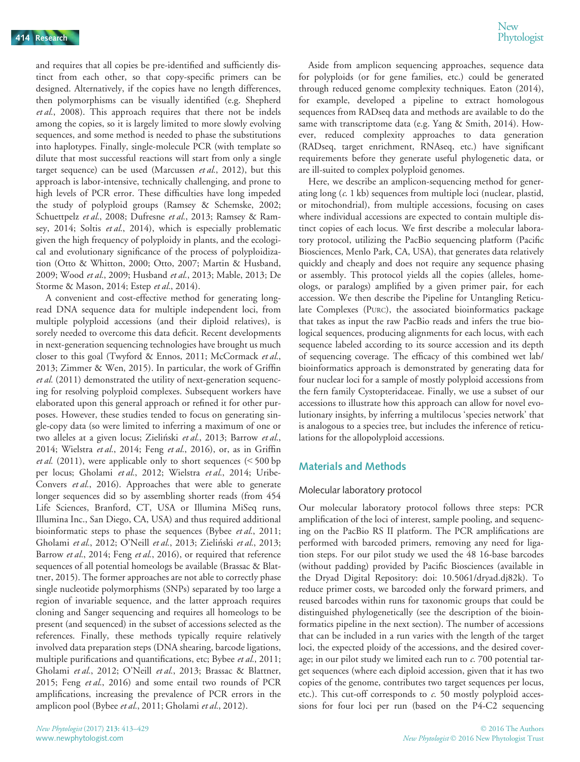and requires that all copies be pre-identified and sufficiently distinct from each other, so that copy-specific primers can be designed. Alternatively, if the copies have no length differences, then polymorphisms can be visually identified (e.g. Shepherd *et al.*, 2008). This approach requires that there not be indels among the copies, so it is largely limited to more slowly evolving sequences, and some method is needed to phase the substitutions into haplotypes. Finally, single-molecule PCR (with template so dilute that most successful reactions will start from only a single target sequence) can be used (Marcussen *et al.*, 2012), but this approach is labor-intensive, technically challenging, and prone to high levels of PCR error. These difficulties have long impeded the study of polyploid groups (Ramsey & Schemske, 2002; Schuettpelz *et al.*, 2008; Dufresne *et al.*, 2013; Ramsey & Ramsey, 2014; Soltis *et al.*, 2014), which is especially problematic given the high frequency of polyploidy in plants, and the ecological and evolutionary significance of the process of polyploidization (Otto & Whitton, 2000; Otto, 2007; Martin & Husband, 2009; Wood *et al.*, 2009; Husband *et al.*, 2013; Mable, 2013; De Storme & Mason, 2014; Estep *et al.*, 2014).

A convenient and cost-effective method for generating long-read DNA sequence data for multiple independent loci, from multiple polyploid accessions (and their diploid relatives), is sorely needed to overcome this data deficit. Recent developments in next-generation sequencing technologies have brought us much closer to this goal (Twyford & Ennos, 2011; McCormack *et al.*, 2013; Zimmer & Wen, 2015). In particular, the work of Griffin *et al.* (2011) demonstrated the utility of next-generation sequencing for resolving polyploid complexes. Subsequent workers have elaborated upon this general approach or refined it for other purposes. However, these studies tended to focus on generating single-copy data (so were limited to inferring a maximum of one or two alleles at a given locus; Zieliński *et al.*, 2013; Barrow *et al.*, 2014; Wielstra *et al.*, 2014; Feng *et al.*, 2016), or, as in Griffin *et al.* (2011), were applicable only to short sequences (< 500 bp per locus; Gholami *et al.*, 2012; Wielstra *et al.*, 2014; Uribe-Convers *et al.*, 2016). Approaches that were able to generate longer sequences did so by assembling shorter reads (from 454 Life Sciences, Branford, CT, USA or Illumina MiSeq runs, Illumina Inc., San Diego, CA, USA) and thus required additional bioinformatic steps to phase the sequences (Bybee *et al.*, 2011; Gholami *et al.*, 2012; O'Neill *et al.*, 2013; Zieliński *et al.*, 2013; Barrow *et al.*, 2014; Feng *et al.*, 2016), or required that reference sequences of all potential homeologs be available (Brassac & Blattner, 2015). The former approaches are not able to correctly phase single nucleotide polymorphisms (SNPs) separated by too large a region of invariable sequence, and the latter approach requires cloning and Sanger sequencing and requires all homeologs to be present (and sequenced) in the subset of accessions selected as the references. Finally, these methods typically require relatively involved data preparation steps (DNA shearing, barcode ligations, multiple purifications and quantifications, etc; Bybee *et al.*, 2011; Gholami *et al.*, 2012; O'Neill *et al.*, 2013; Brassac & Blattner, 2015; Feng *et al.*, 2016) and some entail two rounds of PCR amplifications, increasing the prevalence of PCR errors in the amplicon pool (Bybee *et al.*, 2011; Gholami *et al.*, 2012).

Aside from amplicon sequencing approaches, sequence data for polyploids (or for gene families, etc.) could be generated through reduced genome complexity techniques. Eaton (2014), for example, developed a pipeline to extract homologous sequences from RADseq data and methods are available to do the same with transcriptome data (e.g. Yang & Smith, 2014). However, reduced complexity approaches to data generation (RADseq, target enrichment, RNAseq, etc.) have significant requirements before they generate useful phylogenetic data, or are ill-suited to complex polyploid genomes.

Here, we describe an amplicon-sequencing method for generating long (*c.* 1 kb) sequences from multiple loci (nuclear, plastid, or mitochondrial), from multiple accessions, focusing on cases where individual accessions are expected to contain multiple distinct copies of each locus. We first describe a molecular laboratory protocol, utilizing the PacBio sequencing platform (Pacific Biosciences, Menlo Park, CA, USA), that generates data relatively quickly and cheaply and does not require any sequence phasing or assembly. This protocol yields all the copies (alleles, homeologs, or paralogs) amplified by a given primer pair, for each accession. We then describe the Pipeline for Untangling Reticulate Complexes (PURC), the associated bioinformatics package that takes as input the raw PacBio reads and infers the true biological sequences, producing alignments for each locus, with each sequence labeled according to its source accession and its depth of sequencing coverage. The efficacy of this combined wet lab/bioinformatics approach is demonstrated by generating data for four nuclear loci for a sample of mostly polyploid accessions from the fern family Cystopteridaceae. Finally, we use a subset of our accessions to illustrate how this approach can allow for novel evolutionary insights, by inferring a multilocus 'species network' that is analogous to a species tree, but includes the inference of reticulations for the allopolyploid accessions.

## Materials and Methods

### Molecular laboratory protocol

Our molecular laboratory protocol follows three steps: PCR amplification of the loci of interest, sample pooling, and sequencing on the PacBio RS II platform. The PCR amplifications are performed with barcoded primers, removing any need for ligation steps. For our pilot study we used the 48 16-base barcodes (without padding) provided by Pacific Biosciences (available in the Dryad Digital Repository: doi: 10.5061/dryad.dj82k). To reduce primer costs, we barcoded only the forward primers, and reused barcodes within runs for taxonomic groups that could be distinguished phylogenetically (see the description of the bioinformatics pipeline in the next section). The number of accessions that can be included in a run varies with the length of the target loci, the expected ploidy of the accessions, and the desired coverage; in our pilot study we limited each run to *c.* 700 potential target sequences (where each diploid accession, given that it has two copies of the genome, contributes two target sequences per locus, etc.). This cut-off corresponds to *c.* 50 mostly polyploid accessions for four loci per run (based on the P4-C2 sequencing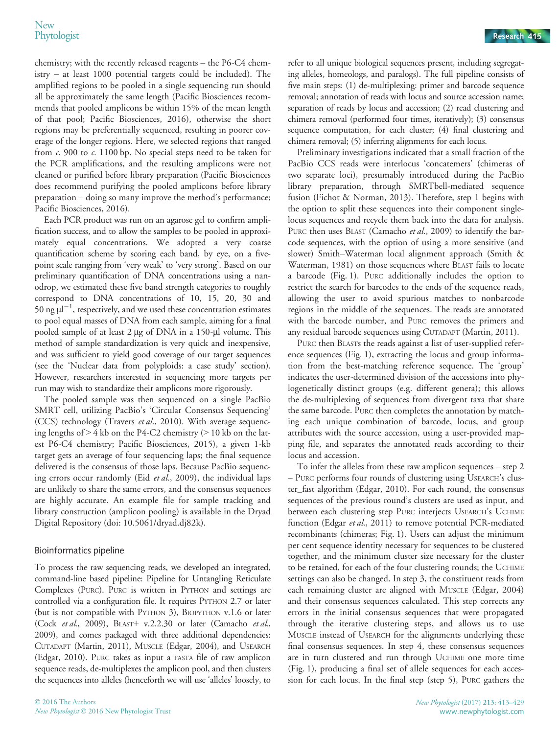chemistry; with the recently released reagents – the P6-C4 chemistry – at least 1000 potential targets could be included). The amplified regions to be pooled in a single sequencing run should all be approximately the same length (Pacific Biosciences recommends that pooled amplicons be within 15% of the mean length of that pool; Pacific Biosciences, 2016), otherwise the short regions may be preferentially sequenced, resulting in poorer coverage of the longer regions. Here, we selected regions that ranged from *c.* 900 to *c.* 1100 bp. No special steps need to be taken for the PCR amplifications, and the resulting amplicons were not cleaned or purified before library preparation (Pacific Biosciences does recommend purifying the pooled amplicons before library preparation – doing so many improve the method's performance; Pacific Biosciences, 2016).

Each PCR product was run on an agarose gel to confirm amplification success, and to allow the samples to be pooled in approximately equal concentrations. We adopted a very coarse quantification scheme by scoring each band, by eye, on a five-point scale ranging from 'very weak' to 'very strong'. Based on our preliminary quantification of DNA concentrations using a nanodrop, we estimated these five band strength categories to roughly correspond to DNA concentrations of 10, 15, 20, 30 and 50 ng µl$^{-1}$, respectively, and we used these concentration estimates to pool equal masses of DNA from each sample, aiming for a final pooled sample of at least 2 µg of DNA in a 150-µl volume. This method of sample standardization is very quick and inexpensive, and was sufficient to yield good coverage of our target sequences (see the 'Nuclear data from polyploids: a case study' section). However, researchers interested in sequencing more targets per run may wish to standardize their amplicons more rigorously.

The pooled sample was then sequenced on a single PacBio SMRT cell, utilizing PacBio's 'Circular Consensus Sequencing' (CCS) technology (Travers *et al.*, 2010). With average sequencing lengths of > 4 kb on the P4-C2 chemistry (> 10 kb on the latest P6-C4 chemistry; Pacific Biosciences, 2015), a given 1-kb target gets an average of four sequencing laps; the final sequence delivered is the consensus of those laps. Because PacBio sequencing errors occur randomly (Eid *et al.*, 2009), the individual laps are unlikely to share the same errors, and the consensus sequences are highly accurate. An example file for sample tracking and library construction (amplicon pooling) is available in the Dryad Digital Repository (doi: 10.5061/dryad.dj82k).

## Bioinformatics pipeline

To process the raw sequencing reads, we developed an integrated, command-line based pipeline: Pipeline for Untangling Reticulate Complexes (PURC). PURC is written in PYTHON and settings are controlled via a configuration file. It requires PYTHON 2.7 or later (but is not compatible with PYTHON 3), BIOPYTHON v.1.6 or later (Cock *et al.*, 2009), BLAST+ v.2.2.30 or later (Camacho *et al.*, 2009), and comes packaged with three additional dependencies: CUTADAPT (Martin, 2011), MUSCLE (Edgar, 2004), and USEARCH (Edgar, 2010). PURC takes as input a FASTA file of raw amplicon sequence reads, de-multiplexes the amplicon pool, and then clusters the sequences into alleles (henceforth we will use 'alleles' loosely, to refer to all unique biological sequences present, including segregating alleles, homeologs, and paralogs). The full pipeline consists of five main steps: (1) de-multiplexing: primer and barcode sequence removal; annotation of reads with locus and source accession name; separation of reads by locus and accession; (2) read clustering and chimera removal (performed four times, iteratively); (3) consensus sequence computation, for each cluster; (4) final clustering and chimera removal; (5) inferring alignments for each locus.

Preliminary investigations indicated that a small fraction of the PacBio CCS reads were interlocus 'concatemers' (chimeras of two separate loci), presumably introduced during the PacBio library preparation, through SMRTbell-mediated sequence fusion (Fichot & Norman, 2013). Therefore, step 1 begins with the option to split these sequences into their component single-locus sequences and recycle them back into the data for analysis. PURC then uses BLAST (Camacho *et al.*, 2009) to identify the barcode sequences, with the option of using a more sensitive (and slower) Smith–Waterman local alignment approach (Smith & Waterman, 1981) on those sequences where BLAST fails to locate a barcode (Fig. 1). PURC additionally includes the option to restrict the search for barcodes to the ends of the sequence reads, allowing the user to avoid spurious matches to nonbarcode regions in the middle of the sequences. The reads are annotated with the barcode number, and PURC removes the primers and any residual barcode sequences using CUTADAPT (Martin, 2011).

PURC then BLASTs the reads against a list of user-supplied reference sequences (Fig. 1), extracting the locus and group information from the best-matching reference sequence. The 'group' indicates the user-determined division of the accessions into phylogenetically distinct groups (e.g. different genera); this allows the de-multiplexing of sequences from divergent taxa that share the same barcode. PURC then completes the annotation by matching each unique combination of barcode, locus, and group attributes with the source accession, using a user-provided mapping file, and separates the annotated reads according to their locus and accession.

To infer the alleles from these raw amplicon sequences – step 2 – PURC performs four rounds of clustering using USEARCH's cluster_fast algorithm (Edgar, 2010). For each round, the consensus sequences of the previous round's clusters are used as input, and between each clustering step PURC interjects USEARCH's UCHIME function (Edgar *et al.*, 2011) to remove potential PCR-mediated recombinants (chimeras; Fig. 1). Users can adjust the minimum per cent sequence identity necessary for sequences to be clustered together, and the minimum cluster size necessary for the cluster to be retained, for each of the four clustering rounds; the UCHIME settings can also be changed. In step 3, the constituent reads from each remaining cluster are aligned with MUSCLE (Edgar, 2004) and their consensus sequences calculated. This step corrects any errors in the initial consensus sequences that were propagated through the iterative clustering steps, and allows us to use MUSCLE instead of USEARCH for the alignments underlying these final consensus sequences. In step 4, these consensus sequences are in turn clustered and run through UCHIME one more time (Fig. 1), producing a final set of allele sequences for each accession for each locus. In the final step (step 5), PURC gathers the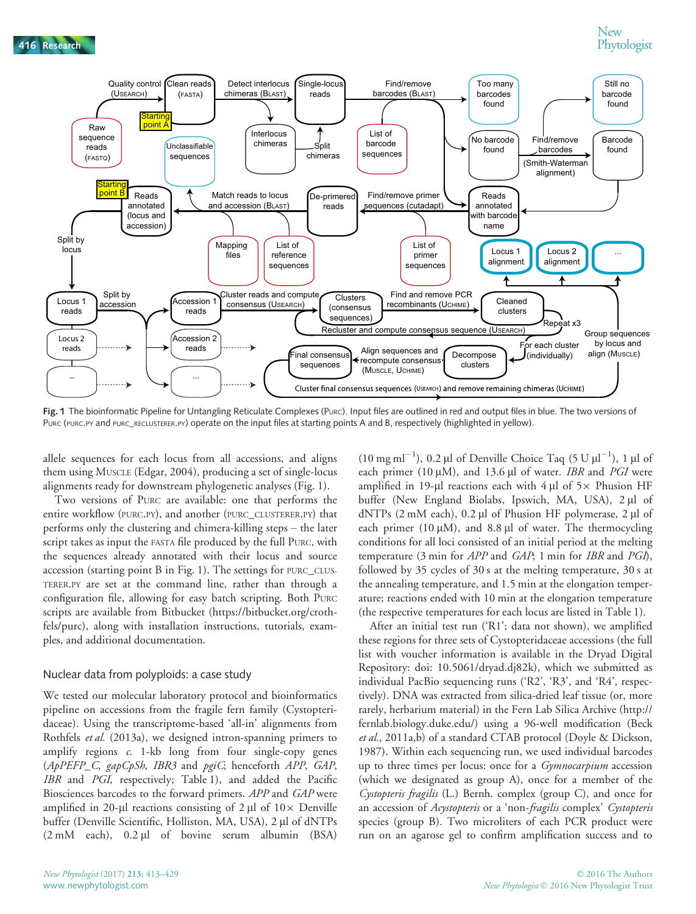**Fig. 1** The bioinformatic Pipeline for Untangling Reticulate Complexes (PURC). Input files are outlined in red and output files in blue. The two versions of PURC (PURC.PY and PURC_RECLUSTERER.PY) operate on the input files at starting points A and B, respectively (highlighted in yellow).

allele sequences for each locus from all accessions, and aligns them using MUSCLE (Edgar, 2004), producing a set of single-locus alignments ready for downstream phylogenetic analyses (Fig. 1).

Two versions of PURC are available: one that performs the entire workflow (PURC.PY), and another (PURC_CLUSTERER.PY) that performs only the clustering and chimera-killing steps – the later script takes as input the FASTA file produced by the full PURC, with the sequences already annotated with their locus and source accession (starting point B in Fig. 1). The settings for PURC_CLUSTERER.PY are set at the command line, rather than through a configuration file, allowing for easy batch scripting. Both PURC scripts are available from Bitbucket (https://bitbucket.org/crothfels/purc), along with installation instructions, tutorials, examples, and additional documentation.

## Nuclear data from polyploids: a case study

We tested our molecular laboratory protocol and bioinformatics pipeline on accessions from the fragile fern family (Cystopteridaceae). Using the transcriptome-based 'all-in' alignments from Rothfels *et al.* (2013a), we designed intron-spanning primers to amplify regions *c.* 1-kb long from four single-copy genes (*ApPEFP_C*, *gapCpSh*, *IBR3* and *pgiC*; henceforth *APP*, *GAP*, *IBR* and *PGI*, respectively; Table 1), and added the Pacific Biosciences barcodes to the forward primers. *APP* and *GAP* were amplified in 20-μl reactions consisting of 2 μl of 10× Denville buffer (Denville Scientific, Holliston, MA, USA), 2 μl of dNTPs (2 mM each), 0.2 μl of bovine serum albumin (BSA) (10 mg ml$^{-1}$), 0.2 μl of Denville Choice Taq (5 U μl$^{-1}$), 1 μl of each primer (10 μM), and 13.6 μl of water. *IBR* and *PGI* were amplified in 19-μl reactions each with 4 μl of 5× Phusion HF buffer (New England Biolabs, Ipswich, MA, USA), 2 μl of dNTPs (2 mM each), 0.2 μl of Phusion HF polymerase, 2 μl of each primer (10 μM), and 8.8 μl of water. The thermocycling conditions for all loci consisted of an initial period at the melting temperature (3 min for *APP* and *GAP*; 1 min for *IBR* and *PGI*), followed by 35 cycles of 30 s at the melting temperature, 30 s at the annealing temperature, and 1.5 min at the elongation temperature; reactions ended with 10 min at the elongation temperature (the respective temperatures for each locus are listed in Table 1).

After an initial test run ('R1'; data not shown), we amplified these regions for three sets of Cystopteridaceae accessions (the full list with voucher information is available in the Dryad Digital Repository: doi: 10.5061/dryad.dj82k), which we submitted as individual PacBio sequencing runs ('R2', 'R3', and 'R4', respectively). DNA was extracted from silica-dried leaf tissue (or, more rarely, herbarium material) in the Fern Lab Silica Archive (http://fernlab.biology.duke.edu/) using a 96-well modification (Beck *et al.*, 2011a,b) of a standard CTAB protocol (Doyle & Dickson, 1987). Within each sequencing run, we used individual barcodes up to three times per locus: once for a *Gymnocarpium* accession (which we designated as group A), once for a member of the *Cystopteris fragilis* (L.) Bernh. complex (group C), and once for an accession of *Acystopteris* or a 'non-*fragilis* complex' *Cystopteris* species (group B). Two microliters of each PCR product were run on an agarose gel to confirm amplification success and to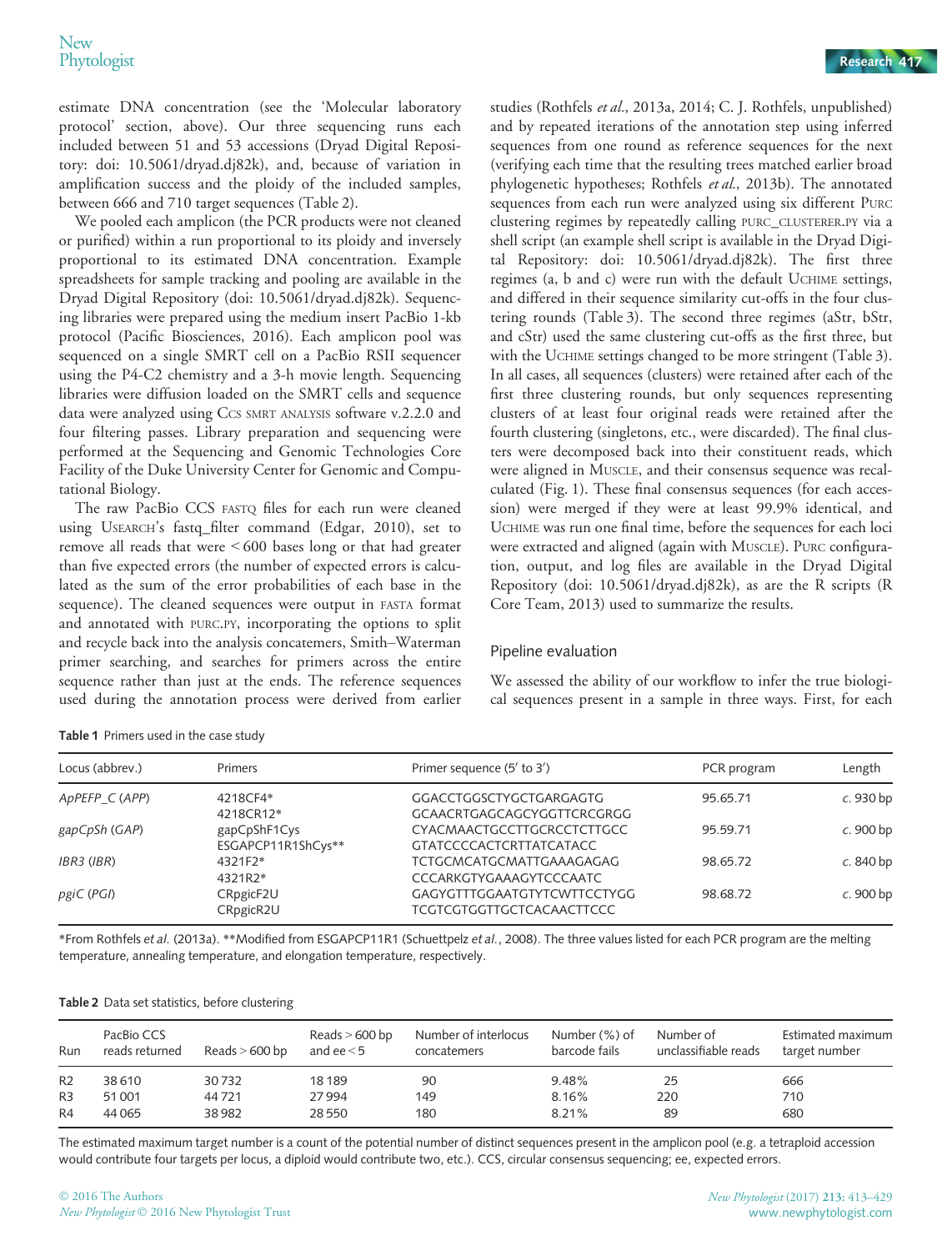estimate DNA concentration (see the 'Molecular laboratory protocol' section, above). Our three sequencing runs each included between 51 and 53 accessions (Dryad Digital Repository: doi: 10.5061/dryad.dj82k), and, because of variation in amplification success and the ploidy of the included samples, between 666 and 710 target sequences (Table 2).

We pooled each amplicon (the PCR products were not cleaned or purified) within a run proportional to its ploidy and inversely proportional to its estimated DNA concentration. Example spreadsheets for sample tracking and pooling are available in the Dryad Digital Repository (doi: 10.5061/dryad.dj82k). Sequencing libraries were prepared using the medium insert PacBio 1-kb protocol (Pacific Biosciences, 2016). Each amplicon pool was sequenced on a single SMRT cell on a PacBio RSII sequencer using the P4-C2 chemistry and a 3-h movie length. Sequencing libraries were diffusion loaded on the SMRT cells and sequence data were analyzed using CCS SMRT ANALYSIS software v.2.2.0 and four filtering passes. Library preparation and sequencing were performed at the Sequencing and Genomic Technologies Core Facility of the Duke University Center for Genomic and Computational Biology.

The raw PacBio CCS FASTQ files for each run were cleaned using USEARCH's fastq_filter command (Edgar, 2010), set to remove all reads that were < 600 bases long or that had greater than five expected errors (the number of expected errors is calculated as the sum of the error probabilities of each base in the sequence). The cleaned sequences were output in FASTA format and annotated with PURC.PY, incorporating the options to split and recycle back into the analysis concatemers, Smith–Waterman primer searching, and searches for primers across the entire sequence rather than just at the ends. The reference sequences used during the annotation process were derived from earlier studies (Rothfels *et al.*, 2013a, 2014; C. J. Rothfels, unpublished) and by repeated iterations of the annotation step using inferred sequences from one round as reference sequences for the next (verifying each time that the resulting trees matched earlier broad phylogenetic hypotheses; Rothfels *et al.*, 2013b). The annotated sequences from each run were analyzed using six different PURC clustering regimes by repeatedly calling PURC_CLUSTERER.PY via a shell script (an example shell script is available in the Dryad Digital Repository: doi: 10.5061/dryad.dj82k). The first three regimes (a, b and c) were run with the default UCHIME settings, and differed in their sequence similarity cut-offs in the four clustering rounds (Table 3). The second three regimes (aStr, bStr, and cStr) used the same clustering cut-offs as the first three, but with the UCHIME settings changed to be more stringent (Table 3). In all cases, all sequences (clusters) were retained after each of the first three clustering rounds, but only sequences representing clusters of at least four original reads were retained after the fourth clustering (singletons, etc., were discarded). The final clusters were decomposed back into their constituent reads, which were aligned in MUSCLE, and their consensus sequence was recalculated (Fig. 1). These final consensus sequences (for each accession) were merged if they were at least 99.9% identical, and UCHIME was run one final time, before the sequences for each loci were extracted and aligned (again with MUSCLE). PURC configuration, output, and log files are available in the Dryad Digital Repository (doi: 10.5061/dryad.dj82k), as are the R scripts (R Core Team, 2013) used to summarize the results.

## Pipeline evaluation

We assessed the ability of our workflow to infer the true biological sequences present in a sample in three ways. First, for each

**Table 1** Primers used in the case study

| Locus (abbrev.) | Primers | Primer sequence (5′ to 3′) | PCR program | Length |
|---|---|---|---|---|
| *ApPEFP_C* (*APP*) | 4218CF4*<br>4218CR12* | GGACCTGGSCTYGCTGARGAGTG<br>GCAACRTGAGCAGCYGGTTCRCGRGG | 95.65.71 | *c.* 930 bp |
| *gapCpSh* (*GAP*) | gapCpShF1Cys<br>ESGAPCP11R1ShCys** | CYACMAACTGCCTTGCRCCTCTTGCC<br>GTATCCCCACTCRTTATCATACC | 95.59.71 | *c.* 900 bp |
| *IBR3* (*IBR*) | 4321F2*<br>4321R2* | TCTGCMCATGCMATTGAAAGAGAG<br>CCCARKGTYGAAAGYTCCCAATC | 98.65.72 | *c.* 840 bp |
| *pgiC* (*PGI*) | CRpgicF2U<br>CRpgicR2U | GAGYGTTTGGAATGTYTCWTTCCTYGG<br>TCGTCGTGGTTGCTCACAACTTCCC | 98.68.72 | *c.* 900 bp |

*From Rothfels *et al.* (2013a). **Modified from ESGAPCP11R1 (Schuettpelz *et al.*, 2008). The three values listed for each PCR program are the melting temperature, annealing temperature, and elongation temperature, respectively.

**Table 2** Data set statistics, before clustering

| Run | PacBio CCS reads returned | Reads > 600 bp | Reads > 600 bp and ee < 5 | Number of interlocus concatemers | Number (%) of barcode fails | Number of unclassifiable reads | Estimated maximum target number |
|---|---|---|---|---|---|---|---|
| R2 | 38 610 | 30 732 | 18 189 | 90 | 9.48% | 25 | 666 |
| R3 | 51 001 | 44 721 | 27 994 | 149 | 8.16% | 220 | 710 |
| R4 | 44 065 | 38 982 | 28 550 | 180 | 8.21% | 89 | 680 |

The estimated maximum target number is a count of the potential number of distinct sequences present in the amplicon pool (e.g. a tetraploid accession would contribute four targets per locus, a diploid would contribute two, etc.). CCS, circular consensus sequencing; ee, expected errors.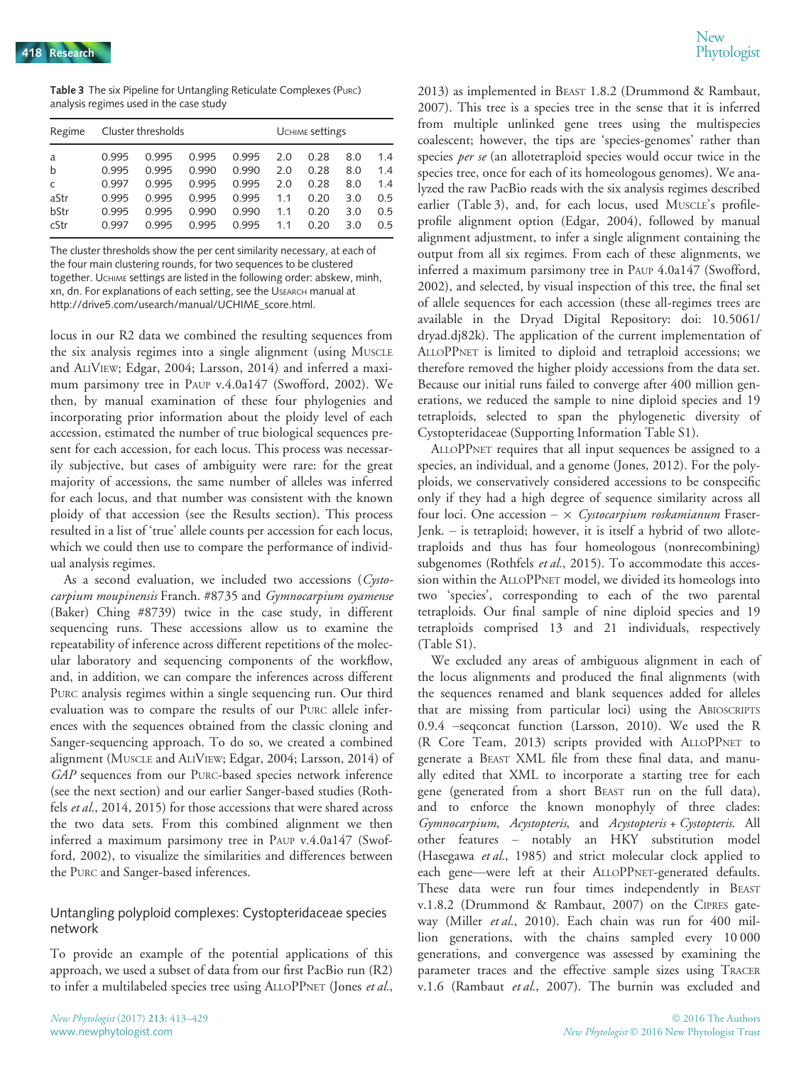**Table 3** The six Pipeline for Untangling Reticulate Complexes (Purc) analysis regimes used in the case study

| Regime | Cluster thresholds | | | | Uchime settings | | | |
|---|---|---|---|---|---|---|---|---|
| a | 0.995 | 0.995 | 0.995 | 0.995 | 2.0 | 0.28 | 8.0 | 1.4 |
| b | 0.995 | 0.995 | 0.990 | 0.990 | 2.0 | 0.28 | 8.0 | 1.4 |
| c | 0.997 | 0.995 | 0.995 | 0.995 | 2.0 | 0.28 | 8.0 | 1.4 |
| aStr | 0.995 | 0.995 | 0.995 | 0.995 | 1.1 | 0.20 | 3.0 | 0.5 |
| bStr | 0.995 | 0.995 | 0.990 | 0.990 | 1.1 | 0.20 | 3.0 | 0.5 |
| cStr | 0.997 | 0.995 | 0.995 | 0.995 | 1.1 | 0.20 | 3.0 | 0.5 |

The cluster thresholds show the per cent similarity necessary, at each of the four main clustering rounds, for two sequences to be clustered together. Uchime settings are listed in the following order: abskew, minh, xn, dn. For explanations of each setting, see the Usearch manual at http://drive5.com/usearch/manual/UCHIME_score.html.

locus in our R2 data we combined the resulting sequences from the six analysis regimes into a single alignment (using Muscle and AliView; Edgar, 2004; Larsson, 2014) and inferred a maximum parsimony tree in Paup v.4.0a147 (Swofford, 2002). We then, by manual examination of these four phylogenies and incorporating prior information about the ploidy level of each accession, estimated the number of true biological sequences present for each accession, for each locus. This process was necessarily subjective, but cases of ambiguity were rare: for the great majority of accessions, the same number of alleles was inferred for each locus, and that number was consistent with the known ploidy of that accession (see the Results section). This process resulted in a list of 'true' allele counts per accession for each locus, which we could then use to compare the performance of individual analysis regimes.

As a second evaluation, we included two accessions (*Cystocarpium moupinensis* Franch. #8735 and *Gymnocarpium oyamense* (Baker) Ching #8739) twice in the case study, in different sequencing runs. These accessions allow us to examine the repeatability of inference across different repetitions of the molecular laboratory and sequencing components of the workflow, and, in addition, we can compare the inferences across different Purc analysis regimes within a single sequencing run. Our third evaluation was to compare the results of our Purc allele inferences with the sequences obtained from the classic cloning and Sanger-sequencing approach. To do so, we created a combined alignment (Muscle and AliView; Edgar, 2004; Larsson, 2014) of *GAP* sequences from our Purc-based species network inference (see the next section) and our earlier Sanger-based studies (Rothfels *et al.*, 2014, 2015) for those accessions that were shared across the two data sets. From this combined alignment we then inferred a maximum parsimony tree in Paup v.4.0a147 (Swofford, 2002), to visualize the similarities and differences between the Purc and Sanger-based inferences.

## Untangling polyploid complexes: Cystopteridaceae species network

To provide an example of the potential applications of this approach, we used a subset of data from our first PacBio run (R2) to infer a multilabeled species tree using AlloPPNet (Jones *et al.*, 2013) as implemented in Beast 1.8.2 (Drummond & Rambaut, 2007). This tree is a species tree in the sense that it is inferred from multiple unlinked gene trees using the multispecies coalescent; however, the tips are 'species-genomes' rather than species *per se* (an allotetraploid species would occur twice in the species tree, once for each of its homeologous genomes). We analyzed the raw PacBio reads with the six analysis regimes described earlier (Table 3), and, for each locus, used Muscle's profile-profile alignment option (Edgar, 2004), followed by manual alignment adjustment, to infer a single alignment containing the output from all six regimes. From each of these alignments, we inferred a maximum parsimony tree in Paup 4.0a147 (Swofford, 2002), and selected, by visual inspection of this tree, the final set of allele sequences for each accession (these all-regimes trees are available in the Dryad Digital Repository: doi: 10.5061/dryad.dj82k). The application of the current implementation of AlloPPNet is limited to diploid and tetraploid accessions; we therefore removed the higher ploidy accessions from the data set. Because our initial runs failed to converge after 400 million generations, we reduced the sample to nine diploid species and 19 tetraploids, selected to span the phylogenetic diversity of Cystopteridaceae (Supporting Information Table S1).

AlloPPNet requires that all input sequences be assigned to a species, an individual, and a genome (Jones, 2012). For the polyploids, we conservatively considered accessions to be conspecific only if they had a high degree of sequence similarity across all four loci. One accession – × *Cystocarpium roskamianum* Fraser-Jenk. – is tetraploid; however, it is itself a hybrid of two allotetraploids and thus has four homeologous (nonrecombining) subgenomes (Rothfels *et al.*, 2015). To accommodate this accession within the AlloPPNet model, we divided its homeologs into two 'species', corresponding to each of the two parental tetraploids. Our final sample of nine diploid species and 19 tetraploids comprised 13 and 21 individuals, respectively (Table S1).

We excluded any areas of ambiguous alignment in each of the locus alignments and produced the final alignments (with the sequences renamed and blank sequences added for alleles that are missing from particular loci) using the Abioscripts 0.9.4 –seqconcat function (Larsson, 2010). We used the R (R Core Team, 2013) scripts provided with AlloPPNet to generate a Beast XML file from these final data, and manually edited that XML to incorporate a starting tree for each gene (generated from a short Beast run on the full data), and to enforce the known monophyly of three clades: *Gymnocarpium*, *Acystopteris*, and *Acystopteris* + *Cystopteris*. All other features – notably an HKY substitution model (Hasegawa *et al.*, 1985) and strict molecular clock applied to each gene—were left at their AlloPPNet-generated defaults. These data were run four times independently in Beast v.1.8.2 (Drummond & Rambaut, 2007) on the Cipres gateway (Miller *et al.*, 2010). Each chain was run for 400 million generations, with the chains sampled every 10 000 generations, and convergence was assessed by examining the parameter traces and the effective sample sizes using Tracer v.1.6 (Rambaut *et al.*, 2007). The burnin was excluded and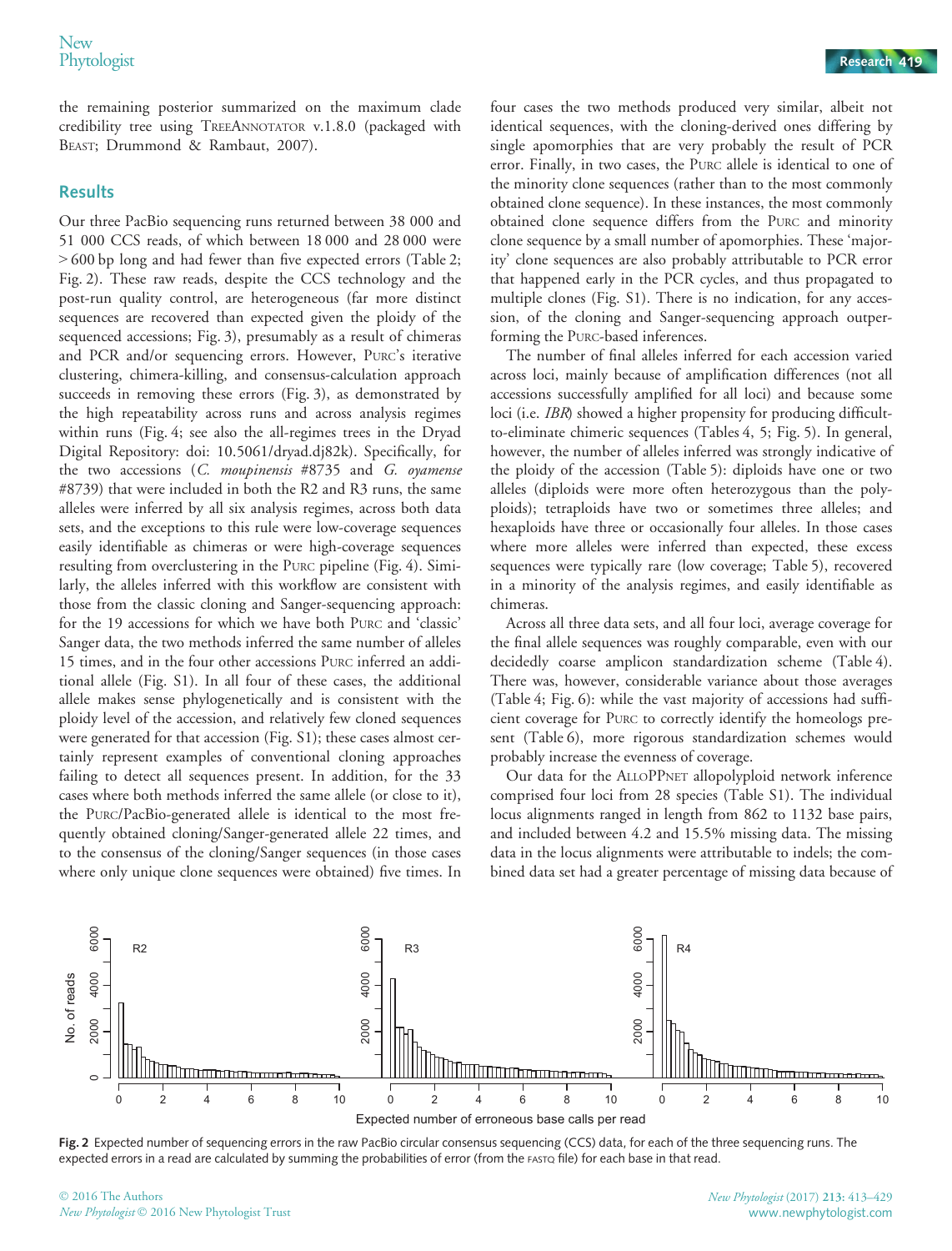the remaining posterior summarized on the maximum clade credibility tree using TreeAnnotator v.1.8.0 (packaged with Beast; Drummond & Rambaut, 2007).

## Results

Our three PacBio sequencing runs returned between 38 000 and 51 000 CCS reads, of which between 18 000 and 28 000 were > 600 bp long and had fewer than five expected errors (Table 2; Fig. 2). These raw reads, despite the CCS technology and the post-run quality control, are heterogeneous (far more distinct sequences are recovered than expected given the ploidy of the sequenced accessions; Fig. 3), presumably as a result of chimeras and PCR and/or sequencing errors. However, Purc's iterative clustering, chimera-killing, and consensus-calculation approach succeeds in removing these errors (Fig. 3), as demonstrated by the high repeatability across runs and across analysis regimes within runs (Fig. 4; see also the all-regimes trees in the Dryad Digital Repository: doi: 10.5061/dryad.dj82k). Specifically, for the two accessions (*C. moupinensis* #8735 and *G. oyamense* #8739) that were included in both the R2 and R3 runs, the same alleles were inferred by all six analysis regimes, across both data sets, and the exceptions to this rule were low-coverage sequences easily identifiable as chimeras or were high-coverage sequences resulting from overclustering in the Purc pipeline (Fig. 4). Similarly, the alleles inferred with this workflow are consistent with those from the classic cloning and Sanger-sequencing approach: for the 19 accessions for which we have both Purc and 'classic' Sanger data, the two methods inferred the same number of alleles 15 times, and in the four other accessions Purc inferred an additional allele (Fig. S1). In all four of these cases, the additional allele makes sense phylogenetically and is consistent with the ploidy level of the accession, and relatively few cloned sequences were generated for that accession (Fig. S1); these cases almost certainly represent examples of conventional cloning approaches failing to detect all sequences present. In addition, for the 33 cases where both methods inferred the same allele (or close to it), the Purc/PacBio-generated allele is identical to the most frequently obtained cloning/Sanger-generated allele 22 times, and to the consensus of the cloning/Sanger sequences (in those cases where only unique clone sequences were obtained) five times. In four cases the two methods produced very similar, albeit not identical sequences, with the cloning-derived ones differing by single apomorphies that are very probably the result of PCR error. Finally, in two cases, the Purc allele is identical to one of the minority clone sequences (rather than to the most commonly obtained clone sequence). In these instances, the most commonly obtained clone sequence differs from the Purc and minority clone sequence by a small number of apomorphies. These 'majority' clone sequences are also probably attributable to PCR error that happened early in the PCR cycles, and thus propagated to multiple clones (Fig. S1). There is no indication, for any accession, of the cloning and Sanger-sequencing approach outperforming the Purc-based inferences.

The number of final alleles inferred for each accession varied across loci, mainly because of amplification differences (not all accessions successfully amplified for all loci) and because some loci (i.e. *IBR*) showed a higher propensity for producing difficult-to-eliminate chimeric sequences (Tables 4, 5; Fig. 5). In general, however, the number of alleles inferred was strongly indicative of the ploidy of the accession (Table 5): diploids have one or two alleles (diploids were more often heterozygous than the polyploids); tetraploids have two or sometimes three alleles; and hexaploids have three or occasionally four alleles. In those cases where more alleles were inferred than expected, these excess sequences were typically rare (low coverage; Table 5), recovered in a minority of the analysis regimes, and easily identifiable as chimeras.

Across all three data sets, and all four loci, average coverage for the final allele sequences was roughly comparable, even with our decidedly coarse amplicon standardization scheme (Table 4). There was, however, considerable variance about those averages (Table 4; Fig. 6): while the vast majority of accessions had sufficient coverage for Purc to correctly identify the homeologs present (Table 6), more rigorous standardization schemes would probably increase the evenness of coverage.

Our data for the AlloPPNet allopolyploid network inference comprised four loci from 28 species (Table S1). The individual locus alignments ranged in length from 862 to 1132 base pairs, and included between 4.2 and 15.5% missing data. The missing data in the locus alignments were attributable to indels; the combined data set had a greater percentage of missing data because of

**Fig. 2** Expected number of sequencing errors in the raw PacBio circular consensus sequencing (CCS) data, for each of the three sequencing runs. The expected errors in a read are calculated by summing the probabilities of error (from the fastq file) for each base in that read.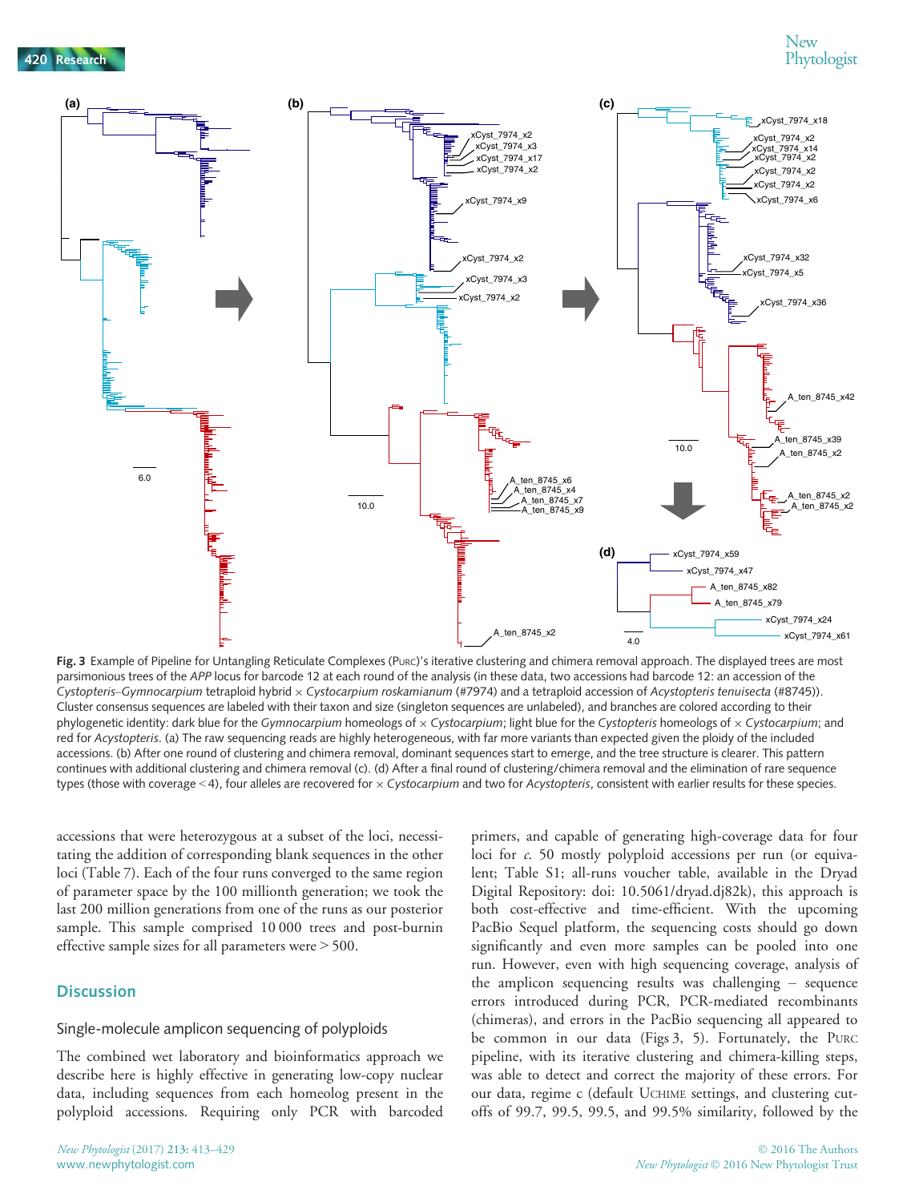Fig. 3 Example of Pipeline for Untangling Reticulate Complexes (PURC)'s iterative clustering and chimera removal approach. The displayed trees are most parsimonious trees of the *APP* locus for barcode 12 at each round of the analysis (in these data, two accessions had barcode 12: an accession of the *Cystopteris*–*Gymnocarpium* tetraploid hybrid × *Cystocarpium roskamianum* (#7974) and a tetraploid accession of *Acystopteris tenuisecta* (#8745)). Cluster consensus sequences are labeled with their taxon and size (singleton sequences are unlabeled), and branches are colored according to their phylogenetic identity: dark blue for the *Gymnocarpium* homeologs of × *Cystocarpium*; light blue for the *Cystopteris* homeologs of × *Cystocarpium*; and red for *Acystopteris*. (a) The raw sequencing reads are highly heterogeneous, with far more variants than expected given the ploidy of the included accessions. (b) After one round of clustering and chimera removal, dominant sequences start to emerge, and the tree structure is clearer. This pattern continues with additional clustering and chimera removal (c). (d) After a final round of clustering/chimera removal and the elimination of rare sequence types (those with coverage < 4), four alleles are recovered for × *Cystocarpium* and two for *Acystopteris*, consistent with earlier results for these species.

accessions that were heterozygous at a subset of the loci, necessitating the addition of corresponding blank sequences in the other loci (Table 7). Each of the four runs converged to the same region of parameter space by the 100 millionth generation; we took the last 200 million generations from one of the runs as our posterior sample. This sample comprised 10 000 trees and post-burnin effective sample sizes for all parameters were > 500.

## Discussion

### Single-molecule amplicon sequencing of polyploids

The combined wet laboratory and bioinformatics approach we describe here is highly effective in generating low-copy nuclear data, including sequences from each homeolog present in the polyploid accessions. Requiring only PCR with barcoded primers, and capable of generating high-coverage data for four loci for *c*. 50 mostly polyploid accessions per run (or equivalent; Table S1; all-runs voucher table, available in the Dryad Digital Repository: doi: 10.5061/dryad.dj82k), this approach is both cost-effective and time-efficient. With the upcoming PacBio Sequel platform, the sequencing costs should go down significantly and even more samples can be pooled into one run. However, even with high sequencing coverage, analysis of the amplicon sequencing results was challenging – sequence errors introduced during PCR, PCR-mediated recombinants (chimeras), and errors in the PacBio sequencing all appeared to be common in our data (Figs 3, 5). Fortunately, the PURC pipeline, with its iterative clustering and chimera-killing steps, was able to detect and correct the majority of these errors. For our data, regime c (default UCHIME settings, and clustering cutoffs of 99.7, 99.5, 99.5, and 99.5% similarity, followed by the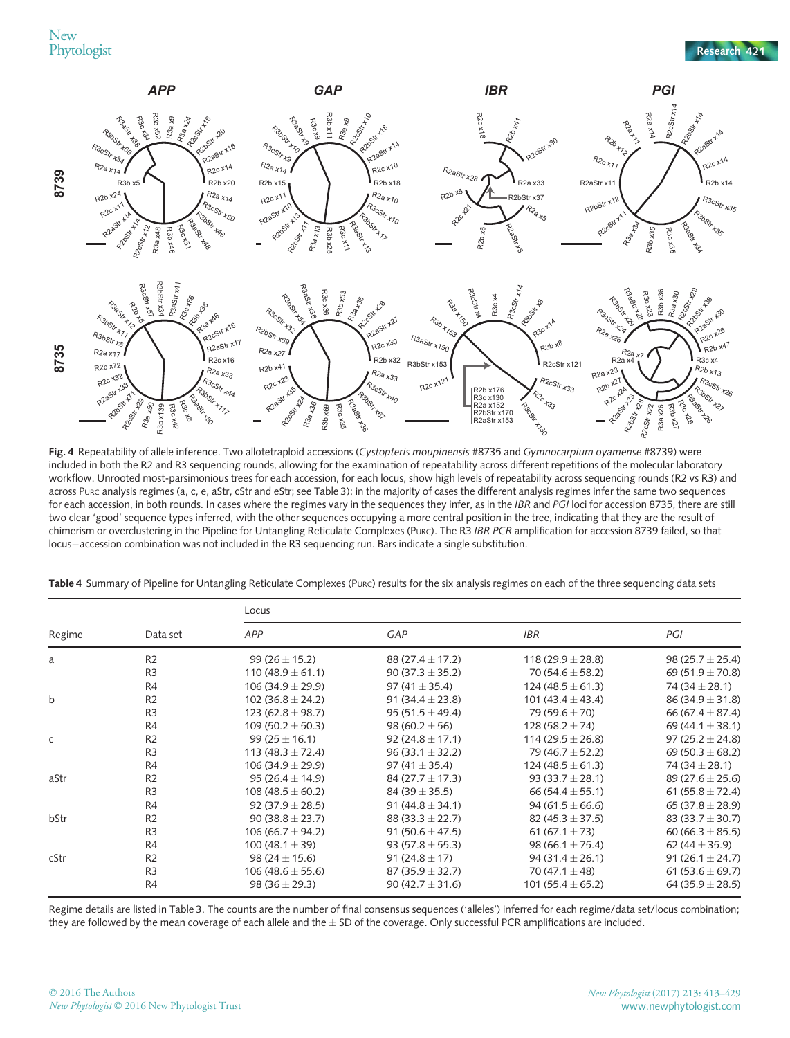**Fig. 4** Repeatability of allele inference. Two allotetraploid accessions (*Cystopteris moupinensis* #8735 and *Gymnocarpium oyamense* #8739) were included in both the R2 and R3 sequencing rounds, allowing for the examination of repeatability across different repetitions of the molecular laboratory workflow. Unrooted most-parsimonious trees for each accession, for each locus, show high levels of repeatability across sequencing rounds (R2 vs R3) and across PURC analysis regimes (a, c, e, aStr, cStr and eStr; see Table 3); in the majority of cases the different analysis regimes infer the same two sequences for each accession, in both rounds. In cases where the regimes vary in the sequences they infer, as in the *IBR* and *PGI* loci for accession 8735, there are still two clear 'good' sequence types inferred, with the other sequences occupying a more central position in the tree, indicating that they are the result of chimerism or overclustering in the Pipeline for Untangling Reticulate Complexes (PURC). The R3 *IBR* PCR amplification for accession 8739 failed, so that locus–accession combination was not included in the R3 sequencing run. Bars indicate a single substitution.

**Table 4** Summary of Pipeline for Untangling Reticulate Complexes (PURC) results for the six analysis regimes on each of the three sequencing data sets

| Regime | Data set | Locus | | | |
|---|---|---|---|---|---|
| | | *APP* | *GAP* | *IBR* | *PGI* |
| a | R2 | 99 (26 ± 15.2) | 88 (27.4 ± 17.2) | 118 (29.9 ± 28.8) | 98 (25.7 ± 25.4) |
| | R3 | 110 (48.9 ± 61.1) | 90 (37.3 ± 35.2) | 70 (54.6 ± 58.2) | 69 (51.9 ± 70.8) |
| | R4 | 106 (34.9 ± 29.9) | 97 (41 ± 35.4) | 124 (48.5 ± 61.3) | 74 (34 ± 28.1) |
| b | R2 | 102 (36.8 ± 24.2) | 91 (34.4 ± 23.8) | 101 (43.4 ± 43.4) | 86 (34.9 ± 31.8) |
| | R3 | 123 (62.8 ± 98.7) | 95 (51.5 ± 49.4) | 79 (59.6 ± 70) | 66 (67.4 ± 87.4) |
| | R4 | 109 (50.2 ± 50.3) | 98 (60.2 ± 56) | 128 (58.2 ± 74) | 69 (44.1 ± 38.1) |
| c | R2 | 99 (25 ± 16.1) | 92 (24.8 ± 17.1) | 114 (29.5 ± 26.8) | 97 (25.2 ± 24.8) |
| | R3 | 113 (48.3 ± 72.4) | 96 (33.1 ± 32.2) | 79 (46.7 ± 52.2) | 69 (50.3 ± 68.2) |
| | R4 | 106 (34.9 ± 29.9) | 97 (41 ± 35.4) | 124 (48.5 ± 61.3) | 74 (34 ± 28.1) |
| aStr | R2 | 95 (26.4 ± 14.9) | 84 (27.7 ± 17.3) | 93 (33.7 ± 28.1) | 89 (27.6 ± 25.6) |
| | R3 | 108 (48.5 ± 60.2) | 84 (39 ± 35.5) | 66 (54.4 ± 55.1) | 61 (55.8 ± 72.4) |
| | R4 | 92 (37.9 ± 28.5) | 91 (44.8 ± 34.1) | 94 (61.5 ± 66.6) | 65 (37.8 ± 28.9) |
| bStr | R2 | 90 (38.8 ± 23.7) | 88 (33.3 ± 22.7) | 82 (45.3 ± 37.5) | 83 (33.7 ± 30.7) |
| | R3 | 106 (66.7 ± 94.2) | 91 (50.6 ± 47.5) | 61 (67.1 ± 73) | 60 (66.3 ± 85.5) |
| | R4 | 100 (48.1 ± 39) | 93 (57.8 ± 55.3) | 98 (66.1 ± 75.4) | 62 (44 ± 35.9) |
| cStr | R2 | 98 (24 ± 15.6) | 91 (24.8 ± 17) | 94 (31.4 ± 26.1) | 91 (26.1 ± 24.8) |
| | R3 | 106 (48.6 ± 55.6) | 87 (35.9 ± 32.7) | 70 (47.1 ± 48) | 61 (53.6 ± 69.7) |
| | R4 | 98 (36 ± 29.3) | 90 (42.7 ± 31.6) | 101 (55.4 ± 65.2) | 64 (35.9 ± 28.5) |

Regime details are listed in Table 3. The counts are the number of final consensus sequences ('alleles') inferred for each regime/data set/locus combination; they are followed by the mean coverage of each allele and the ± SD of the coverage. Only successful PCR amplifications are included.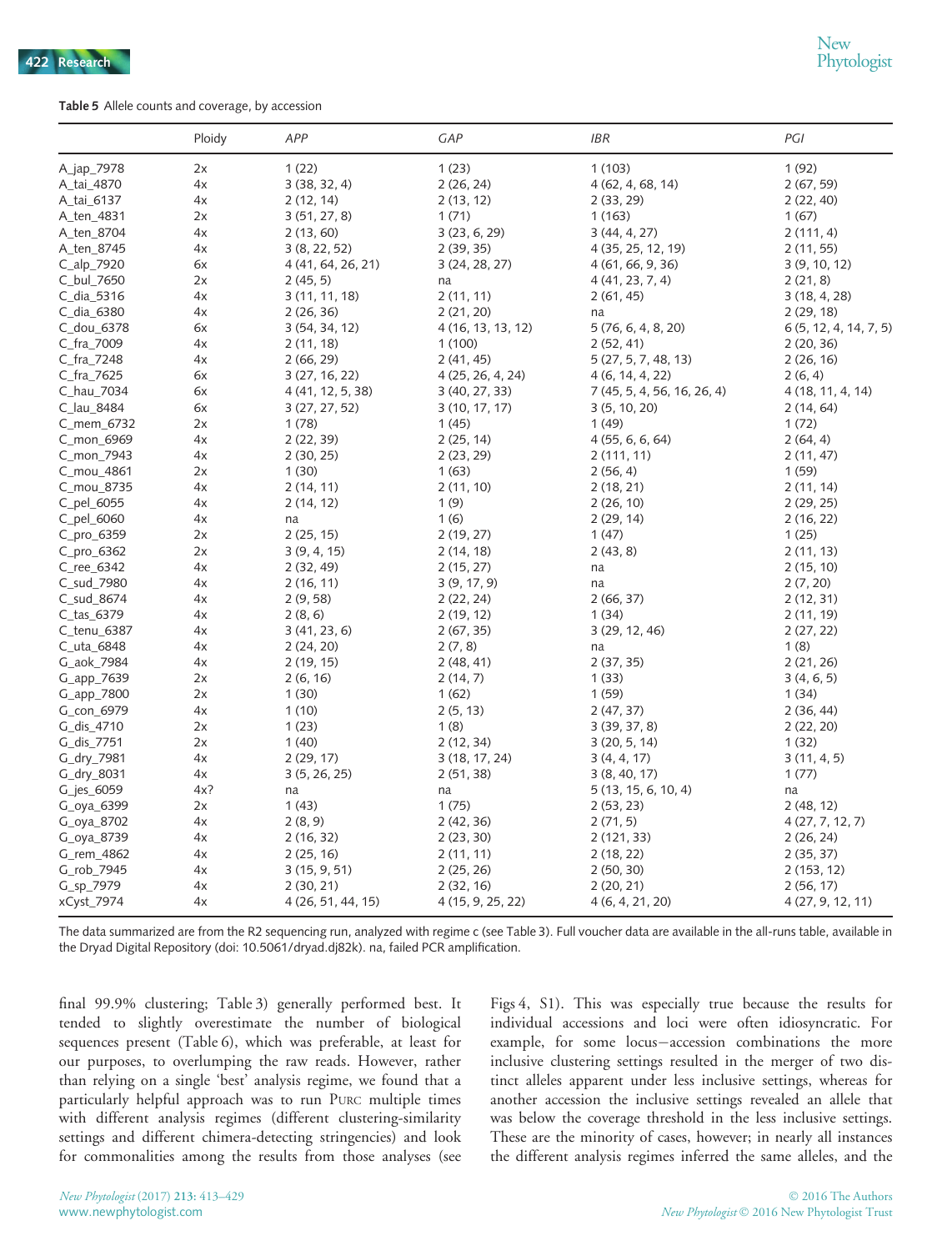**Table 5** Allele counts and coverage, by accession

| | Ploidy | *APP* | *GAP* | *IBR* | *PGI* |
|---|---|---|---|---|---|
| A_jap_7978 | 2x | 1 (22) | 1 (23) | 1 (103) | 1 (92) |
| A_tai_4870 | 4x | 3 (38, 32, 4) | 2 (26, 24) | 4 (62, 4, 68, 14) | 2 (67, 59) |
| A_tai_6137 | 4x | 2 (12, 14) | 2 (13, 12) | 2 (33, 29) | 2 (22, 40) |
| A_ten_4831 | 2x | 3 (51, 27, 8) | 1 (71) | 1 (163) | 1 (67) |
| A_ten_8704 | 4x | 2 (13, 60) | 3 (23, 6, 29) | 3 (44, 4, 27) | 2 (111, 4) |
| A_ten_8745 | 4x | 3 (8, 22, 52) | 2 (39, 35) | 4 (35, 25, 12, 19) | 2 (11, 55) |
| C_alp_7920 | 6x | 4 (41, 64, 26, 21) | 3 (24, 28, 27) | 4 (61, 66, 9, 36) | 3 (9, 10, 12) |
| C_bul_7650 | 2x | 2 (45, 5) | na | 4 (41, 23, 7, 4) | 2 (21, 8) |
| C_dia_5316 | 4x | 3 (11, 11, 18) | 2 (11, 11) | 2 (61, 45) | 3 (18, 4, 28) |
| C_dia_6380 | 4x | 2 (26, 36) | 2 (21, 20) | na | 2 (29, 18) |
| C_dou_6378 | 6x | 3 (54, 34, 12) | 4 (16, 13, 13, 12) | 5 (76, 6, 4, 8, 20) | 6 (5, 12, 4, 14, 7, 5) |
| C_fra_7009 | 4x | 2 (11, 18) | 1 (100) | 2 (52, 41) | 2 (20, 36) |
| C_fra_7248 | 4x | 2 (66, 29) | 2 (41, 45) | 5 (27, 5, 7, 48, 13) | 2 (26, 16) |
| C_fra_7625 | 6x | 3 (27, 16, 22) | 4 (25, 26, 4, 24) | 4 (6, 14, 4, 22) | 2 (6, 4) |
| C_hau_7034 | 6x | 4 (41, 12, 5, 38) | 3 (40, 27, 33) | 7 (45, 5, 4, 56, 16, 26, 4) | 4 (18, 11, 4, 14) |
| C_lau_8484 | 6x | 3 (27, 27, 52) | 3 (10, 17, 17) | 3 (5, 10, 20) | 2 (14, 64) |
| C_mem_6732 | 2x | 1 (78) | 1 (45) | 1 (49) | 1 (72) |
| C_mon_6969 | 4x | 2 (22, 39) | 2 (25, 14) | 4 (55, 6, 6, 64) | 2 (64, 4) |
| C_mon_7943 | 4x | 2 (30, 25) | 2 (23, 29) | 2 (111, 11) | 2 (11, 47) |
| C_mou_4861 | 2x | 1 (30) | 1 (63) | 2 (56, 4) | 1 (59) |
| C_mou_8735 | 4x | 2 (14, 11) | 2 (11, 10) | 2 (18, 21) | 2 (11, 14) |
| C_pel_6055 | 4x | 2 (14, 12) | 1 (9) | 2 (26, 10) | 2 (29, 25) |
| C_pel_6060 | 4x | na | 1 (6) | 2 (29, 14) | 2 (16, 22) |
| C_pro_6359 | 2x | 2 (25, 15) | 2 (19, 27) | 1 (47) | 1 (25) |
| C_pro_6362 | 2x | 3 (9, 4, 15) | 2 (14, 18) | 2 (43, 8) | 2 (11, 13) |
| C_ree_6342 | 4x | 2 (32, 49) | 2 (15, 27) | na | 2 (15, 10) |
| C_sud_7980 | 4x | 2 (16, 11) | 3 (9, 17, 9) | na | 2 (7, 20) |
| C_sud_8674 | 4x | 2 (9, 58) | 2 (22, 24) | 2 (66, 37) | 2 (12, 31) |
| C_tas_6379 | 4x | 2 (8, 6) | 2 (19, 12) | 1 (34) | 2 (11, 19) |
| C_tenu_6387 | 4x | 3 (41, 23, 6) | 2 (67, 35) | 3 (29, 12, 46) | 2 (27, 22) |
| C_uta_6848 | 4x | 2 (24, 20) | 2 (7, 8) | na | 1 (8) |
| G_aok_7984 | 4x | 2 (19, 15) | 2 (48, 41) | 2 (37, 35) | 2 (21, 26) |
| G_app_7639 | 2x | 2 (6, 16) | 2 (14, 7) | 1 (33) | 3 (4, 6, 5) |
| G_app_7800 | 2x | 1 (30) | 1 (62) | 1 (59) | 1 (34) |
| G_con_6979 | 4x | 1 (10) | 2 (5, 13) | 2 (47, 37) | 2 (36, 44) |
| G_dis_4710 | 2x | 1 (23) | 1 (8) | 3 (39, 37, 8) | 2 (22, 20) |
| G_dis_7751 | 2x | 1 (40) | 2 (12, 34) | 3 (20, 5, 14) | 1 (32) |
| G_dry_7981 | 4x | 2 (29, 17) | 3 (18, 17, 24) | 3 (4, 4, 17) | 3 (11, 4, 5) |
| G_dry_8031 | 4x | 3 (5, 26, 25) | 2 (51, 38) | 3 (8, 40, 17) | 1 (77) |
| G_jes_6059 | 4x? | na | na | 5 (13, 15, 6, 10, 4) | na |
| G_oya_6399 | 2x | 1 (43) | 1 (75) | 2 (53, 23) | 2 (48, 12) |
| G_oya_8702 | 4x | 2 (8, 9) | 2 (42, 36) | 2 (71, 5) | 4 (27, 7, 12, 7) |
| G_oya_8739 | 4x | 2 (16, 32) | 2 (23, 30) | 2 (121, 33) | 2 (26, 24) |
| G_rem_4862 | 4x | 2 (25, 16) | 2 (11, 11) | 2 (18, 22) | 2 (35, 37) |
| G_rob_7945 | 4x | 3 (15, 9, 51) | 2 (25, 26) | 2 (50, 30) | 2 (153, 12) |
| G_sp_7979 | 4x | 2 (30, 21) | 2 (32, 16) | 2 (20, 21) | 2 (56, 17) |
| xCyst_7974 | 4x | 4 (26, 51, 44, 15) | 4 (15, 9, 25, 22) | 4 (6, 4, 21, 20) | 4 (27, 9, 12, 11) |

The data summarized are from the R2 sequencing run, analyzed with regime c (see Table 3). Full voucher data are available in the all-runs table, available in the Dryad Digital Repository (doi: 10.5061/dryad.dj82k). na, failed PCR amplification.

final 99.9% clustering; Table 3) generally performed best. It tended to slightly overestimate the number of biological sequences present (Table 6), which was preferable, at least for our purposes, to overlumping the raw reads. However, rather than relying on a single 'best' analysis regime, we found that a particularly helpful approach was to run PURC multiple times with different analysis regimes (different clustering-similarity settings and different chimera-detecting stringencies) and look for commonalities among the results from those analyses (see Figs 4, S1). This was especially true because the results for individual accessions and loci were often idiosyncratic. For example, for some locus–accession combinations the more inclusive clustering settings resulted in the merger of two distinct alleles apparent under less inclusive settings, whereas for another accession the inclusive settings revealed an allele that was below the coverage threshold in the less inclusive settings. These are the minority of cases, however; in nearly all instances the different analysis regimes inferred the same alleles, and the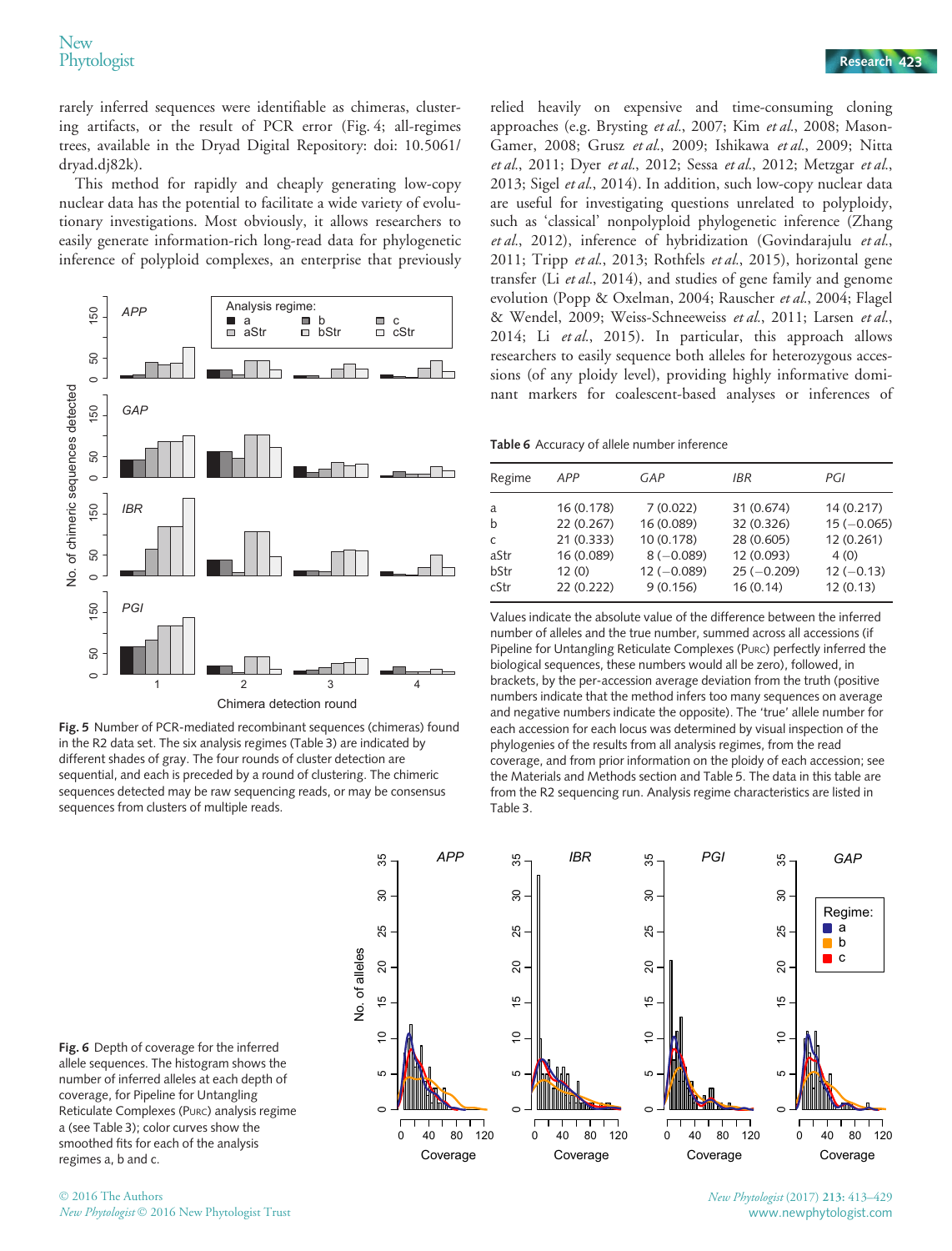rarely inferred sequences were identifiable as chimeras, clustering artifacts, or the result of PCR error (Fig. 4; all-regimes trees, available in the Dryad Digital Repository: doi: 10.5061/dryad.dj82k).

This method for rapidly and cheaply generating low-copy nuclear data has the potential to facilitate a wide variety of evolutionary investigations. Most obviously, it allows researchers to easily generate information-rich long-read data for phylogenetic inference of polyploid complexes, an enterprise that previously relied heavily on expensive and time-consuming cloning approaches (e.g. Brysting *et al.*, 2007; Kim *et al.*, 2008; Mason-Gamer, 2008; Grusz *et al.*, 2009; Ishikawa *et al.*, 2009; Nitta *et al.*, 2011; Dyer *et al.*, 2012; Sessa *et al.*, 2012; Metzgar *et al.*, 2013; Sigel *et al.*, 2014). In addition, such low-copy nuclear data are useful for investigating questions unrelated to polyploidy, such as 'classical' nonpolyploid phylogenetic inference (Zhang *et al.*, 2012), inference of hybridization (Govindarajulu *et al.*, 2011; Tripp *et al.*, 2013; Rothfels *et al.*, 2015), horizontal gene transfer (Li *et al.*, 2014), and studies of gene family and genome evolution (Popp & Oxelman, 2004; Rauscher *et al.*, 2004; Flagel & Wendel, 2009; Weiss-Schneeweiss *et al.*, 2011; Larsen *et al.*, 2014; Li *et al.*, 2015). In particular, this approach allows researchers to easily sequence both alleles for heterozygous accessions (of any ploidy level), providing highly informative dominant markers for coalescent-based analyses or inferences of

**Fig. 5** Number of PCR-mediated recombinant sequences (chimeras) found in the R2 data set. The six analysis regimes (Table 3) are indicated by different shades of gray. The four rounds of cluster detection are sequential, and each is preceded by a round of clustering. The chimeric sequences detected may be raw sequencing reads, or may be consensus sequences from clusters of multiple reads.

**Table 6** Accuracy of allele number inference

| Regime | *APP* | *GAP* | *IBR* | *PGI* |
|---|---|---|---|---|
| a | 16 (0.178) | 7 (0.022) | 31 (0.674) | 14 (0.217) |
| b | 22 (0.267) | 16 (0.089) | 32 (0.326) | 15 (−0.065) |
| c | 21 (0.333) | 10 (0.178) | 28 (0.605) | 12 (0.261) |
| aStr | 16 (0.089) | 8 (−0.089) | 12 (0.093) | 4 (0) |
| bStr | 12 (0) | 12 (−0.089) | 25 (−0.209) | 12 (−0.13) |
| cStr | 22 (0.222) | 9 (0.156) | 16 (0.14) | 12 (0.13) |

Values indicate the absolute value of the difference between the inferred number of alleles and the true number, summed across all accessions (if Pipeline for Untangling Reticulate Complexes (PURC) perfectly inferred the biological sequences, these numbers would all be zero), followed, in brackets, by the per-accession average deviation from the truth (positive numbers indicate that the method infers too many sequences on average and negative numbers indicate the opposite). The 'true' allele number for each accession for each locus was determined by visual inspection of the phylogenies of the results from all analysis regimes, from the read coverage, and from prior information on the ploidy of each accession; see the Materials and Methods section and Table 5. The data in this table are from the R2 sequencing run. Analysis regime characteristics are listed in Table 3.

**Fig. 6** Depth of coverage for the inferred allele sequences. The histogram shows the number of inferred alleles at each depth of coverage, for Pipeline for Untangling Reticulate Complexes (PURC) analysis regime a (see Table 3); color curves show the smoothed fits for each of the analysis regimes a, b and c.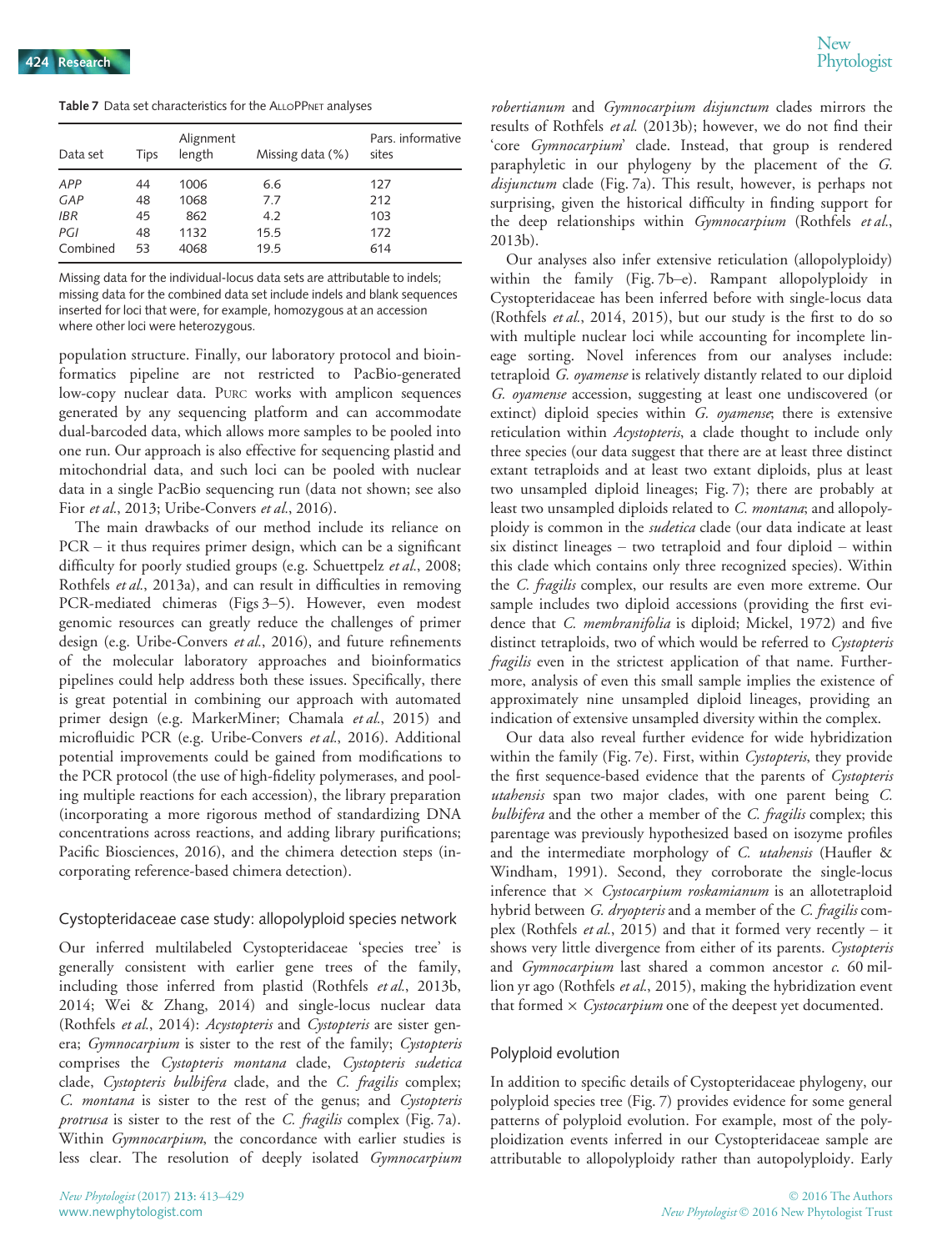**Table 7** Data set characteristics for the AlloPPNet analyses

| Data set | Tips | Alignment length | Missing data (%) | Pars. informative sites |
|---|---|---|---|---|
| *APP* | 44 | 1006 | 6.6 | 127 |
| *GAP* | 48 | 1068 | 7.7 | 212 |
| *IBR* | 45 | 862 | 4.2 | 103 |
| *PGI* | 48 | 1132 | 15.5 | 172 |
| Combined | 53 | 4068 | 19.5 | 614 |

Missing data for the individual-locus data sets are attributable to indels; missing data for the combined data set include indels and blank sequences inserted for loci that were, for example, homozygous at an accession where other loci were heterozygous.

population structure. Finally, our laboratory protocol and bioinformatics pipeline are not restricted to PacBio-generated low-copy nuclear data. Purc works with amplicon sequences generated by any sequencing platform and can accommodate dual-barcoded data, which allows more samples to be pooled into one run. Our approach is also effective for sequencing plastid and mitochondrial data, and such loci can be pooled with nuclear data in a single PacBio sequencing run (data not shown; see also Fior *et al.*, 2013; Uribe-Convers *et al.*, 2016).

The main drawbacks of our method include its reliance on PCR – it thus requires primer design, which can be a significant difficulty for poorly studied groups (e.g. Schuettpelz *et al.*, 2008; Rothfels *et al.*, 2013a), and can result in difficulties in removing PCR-mediated chimeras (Figs 3–5). However, even modest genomic resources can greatly reduce the challenges of primer design (e.g. Uribe-Convers *et al.*, 2016), and future refinements of the molecular laboratory approaches and bioinformatics pipelines could help address both these issues. Specifically, there is great potential in combining our approach with automated primer design (e.g. MarkerMiner; Chamala *et al.*, 2015) and microfluidic PCR (e.g. Uribe-Convers *et al.*, 2016). Additional potential improvements could be gained from modifications to the PCR protocol (the use of high-fidelity polymerases, and pooling multiple reactions for each accession), the library preparation (incorporating a more rigorous method of standardizing DNA concentrations across reactions, and adding library purifications; Pacific Biosciences, 2016), and the chimera detection steps (incorporating reference-based chimera detection).

### Cystopteridaceae case study: allopolyploid species network

Our inferred multilabeled Cystopteridaceae 'species tree' is generally consistent with earlier gene trees of the family, including those inferred from plastid (Rothfels *et al.*, 2013b, 2014; Wei & Zhang, 2014) and single-locus nuclear data (Rothfels *et al.*, 2014): *Acystopteris* and *Cystopteris* are sister genera; *Gymnocarpium* is sister to the rest of the family; *Cystopteris* comprises the *Cystopteris montana* clade, *Cystopteris sudetica* clade, *Cystopteris bulbifera* clade, and the *C. fragilis* complex; *C. montana* is sister to the rest of the genus; and *Cystopteris protrusa* is sister to the rest of the *C. fragilis* complex (Fig. 7a). Within *Gymnocarpium*, the concordance with earlier studies is less clear. The resolution of deeply isolated *Gymnocarpium robertianum* and *Gymnocarpium disjunctum* clades mirrors the results of Rothfels *et al.* (2013b); however, we do not find their 'core *Gymnocarpium*' clade. Instead, that group is rendered paraphyletic in our phylogeny by the placement of the *G. disjunctum* clade (Fig. 7a). This result, however, is perhaps not surprising, given the historical difficulty in finding support for the deep relationships within *Gymnocarpium* (Rothfels *et al.*, 2013b).

Our analyses also infer extensive reticulation (allopolyploidy) within the family (Fig. 7b–e). Rampant allopolyploidy in Cystopteridaceae has been inferred before with single-locus data (Rothfels *et al.*, 2014, 2015), but our study is the first to do so with multiple nuclear loci while accounting for incomplete lineage sorting. Novel inferences from our analyses include: tetraploid *G. oyamense* is relatively distantly related to our diploid *G. oyamense* accession, suggesting at least one undiscovered (or extinct) diploid species within *G. oyamense*; there is extensive reticulation within *Acystopteris*, a clade thought to include only three species (our data suggest that there are at least three distinct extant tetraploids and at least two extant diploids, plus at least two unsampled diploid lineages; Fig. 7); there are probably at least two unsampled diploids related to *C. montana*; and allopolyploidy is common in the *sudetica* clade (our data indicate at least six distinct lineages – two tetraploid and four diploid – within this clade which contains only three recognized species). Within the *C. fragilis* complex, our results are even more extreme. Our sample includes two diploid accessions (providing the first evidence that *C. membranifolia* is diploid; Mickel, 1972) and five distinct tetraploids, two of which would be referred to *Cystopteris fragilis* even in the strictest application of that name. Furthermore, analysis of even this small sample implies the existence of approximately nine unsampled diploid lineages, providing an indication of extensive unsampled diversity within the complex.

Our data also reveal further evidence for wide hybridization within the family (Fig. 7e). First, within *Cystopteris*, they provide the first sequence-based evidence that the parents of *Cystopteris utahensis* span two major clades, with one parent being *C. bulbifera* and the other a member of the *C. fragilis* complex; this parentage was previously hypothesized based on isozyme profiles and the intermediate morphology of *C. utahensis* (Haufler & Windham, 1991). Second, they corroborate the single-locus inference that × *Cystocarpium roskamianum* is an allotetraploid hybrid between *G. dryopteris* and a member of the *C. fragilis* complex (Rothfels *et al.*, 2015) and that it formed very recently – it shows very little divergence from either of its parents. *Cystopteris* and *Gymnocarpium* last shared a common ancestor *c.* 60 million yr ago (Rothfels *et al.*, 2015), making the hybridization event that formed × *Cystocarpium* one of the deepest yet documented.

### Polyploid evolution

In addition to specific details of Cystopteridaceae phylogeny, our polyploid species tree (Fig. 7) provides evidence for some general patterns of polyploid evolution. For example, most of the polyploidization events inferred in our Cystopteridaceae sample are attributable to allopolyploidy rather than autopolyploidy. Early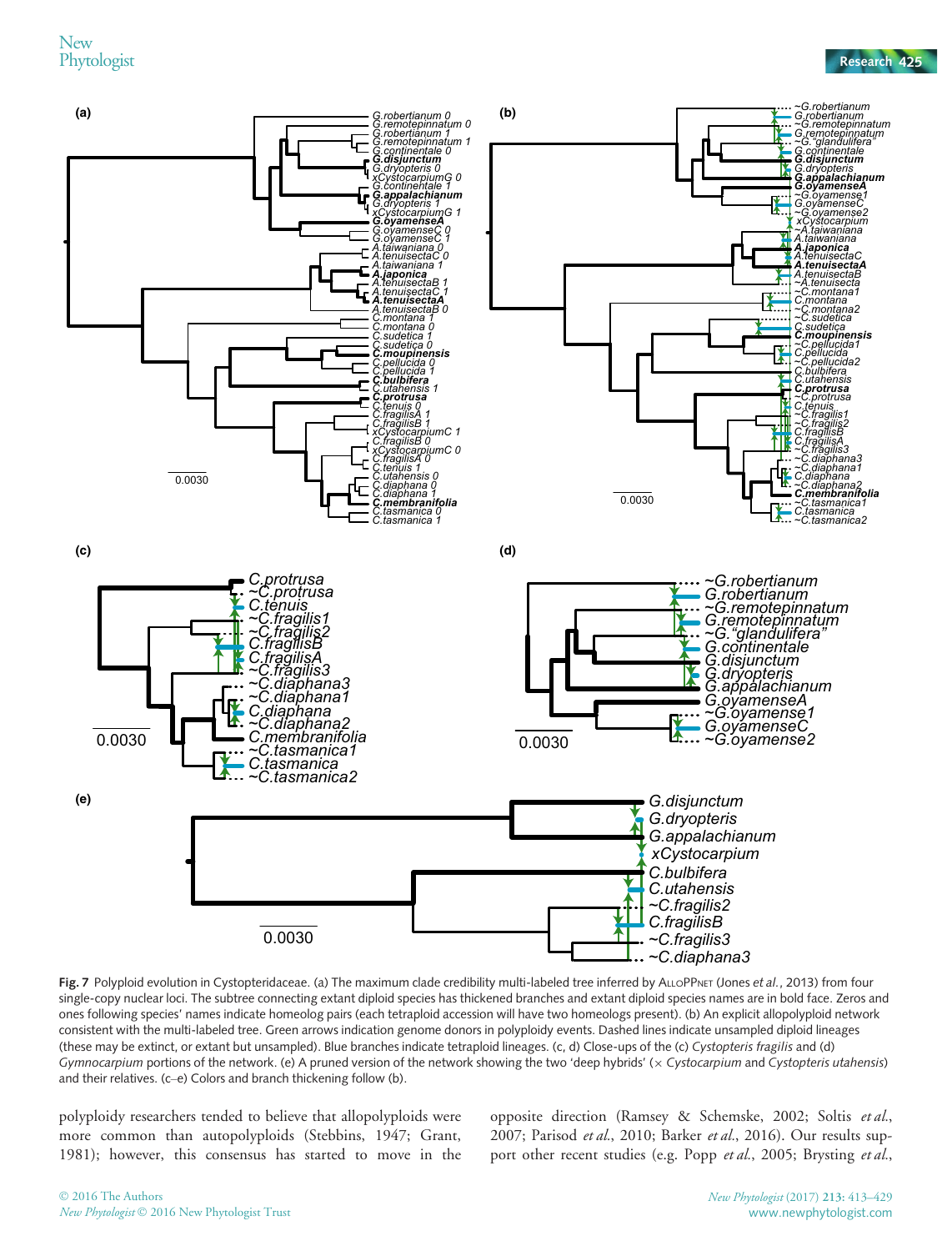**Fig. 7** Polyploid evolution in Cystopteridaceae. (a) The maximum clade credibility multi-labeled tree inferred by AlloPPNet (Jones *et al.*, 2013) from four single-copy nuclear loci. The subtree connecting extant diploid species has thickened branches and extant diploid species names are in bold face. Zeros and ones following species' names indicate homeolog pairs (each tetraploid accession will have two homeologs present). (b) An explicit allopolyploid network consistent with the multi-labeled tree. Green arrows indication genome donors in polyploidy events. Dashed lines indicate unsampled diploid lineages (these may be extinct, or extant but unsampled). Blue branches indicate tetraploid lineages. (c, d) Close-ups of the (c) *Cystopteris fragilis* and (d) *Gymnocarpium* portions of the network. (e) A pruned version of the network showing the two 'deep hybrids' (× *Cystocarpium* and *Cystopteris utahensis*) and their relatives. (c–e) Colors and branch thickening follow (b).

polyploidy researchers tended to believe that allopolyploids were more common than autopolyploids (Stebbins, 1947; Grant, 1981); however, this consensus has started to move in the opposite direction (Ramsey & Schemske, 2002; Soltis *et al.*, 2007; Parisod *et al.*, 2010; Barker *et al.*, 2016). Our results support other recent studies (e.g. Popp *et al.*, 2005; Brysting *et al.*,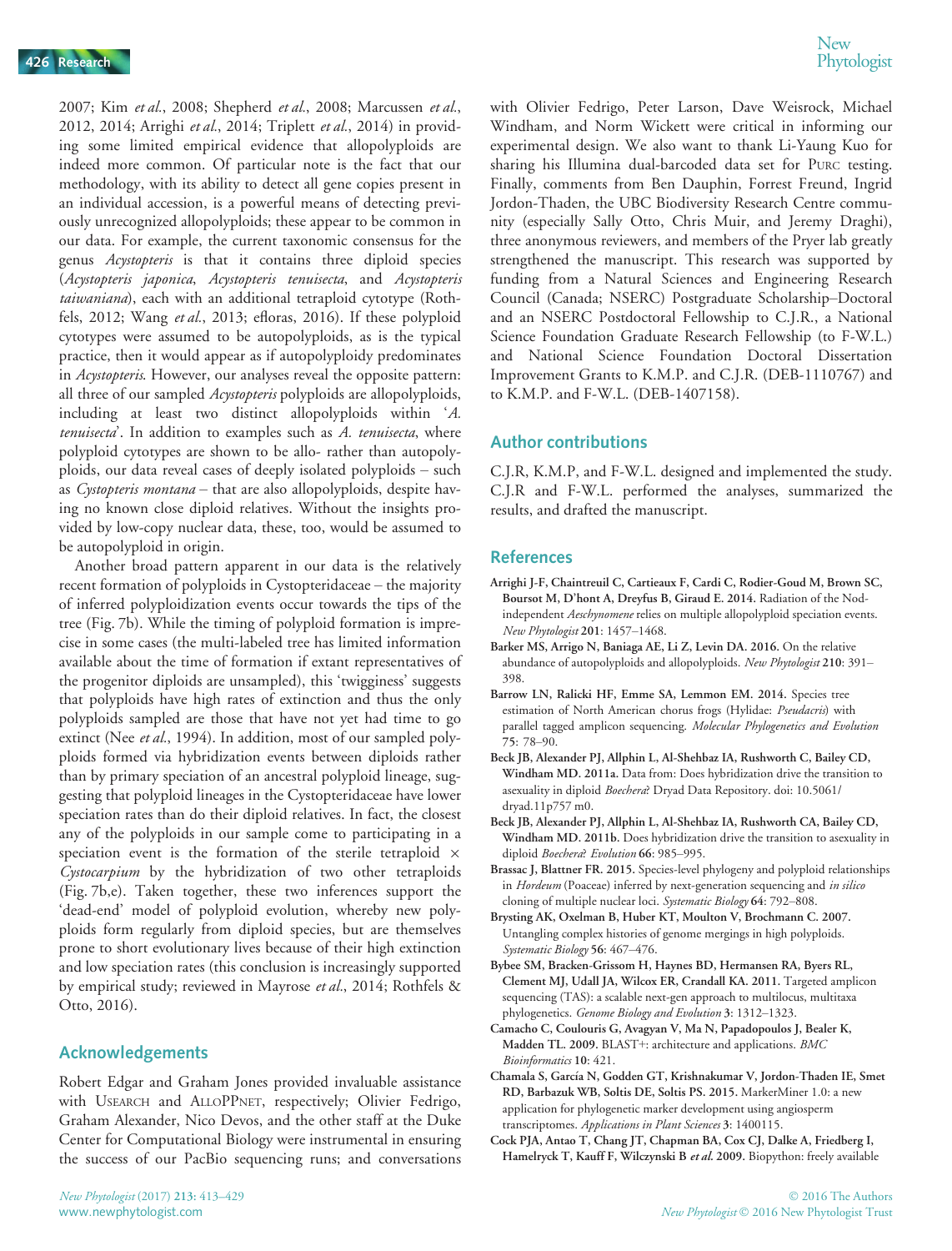2007; Kim *et al.*, 2008; Shepherd *et al.*, 2008; Marcussen *et al.*, 2012, 2014; Arrighi *et al.*, 2014; Triplett *et al.*, 2014) in providing some limited empirical evidence that allopolyploids are indeed more common. Of particular note is the fact that our methodology, with its ability to detect all gene copies present in an individual accession, is a powerful means of detecting previously unrecognized allopolyploids; these appear to be common in our data. For example, the current taxonomic consensus for the genus *Acystopteris* is that it contains three diploid species (*Acystopteris japonica*, *Acystopteris tenuisecta*, and *Acystopteris taiwaniana*), each with an additional tetraploid cytotype (Rothfels, 2012; Wang *et al.*, 2013; efloras, 2016). If these polyploid cytotypes were assumed to be autopolyploids, as is the typical practice, then it would appear as if autopolyploidy predominates in *Acystopteris*. However, our analyses reveal the opposite pattern: all three of our sampled *Acystopteris* polyploids are allopolyploids, including at least two distinct allopolyploids within '*A. tenuisecta*'. In addition to examples such as *A. tenuisecta*, where polyploid cytotypes are shown to be allo- rather than autopolyploids, our data reveal cases of deeply isolated polyploids – such as *Cystopteris montana* – that are also allopolyploids, despite having no known close diploid relatives. Without the insights provided by low-copy nuclear data, these, too, would be assumed to be autopolyploid in origin.

Another broad pattern apparent in our data is the relatively recent formation of polyploids in Cystopteridaceae – the majority of inferred polyploidization events occur towards the tips of the tree (Fig. 7b). While the timing of polyploid formation is imprecise in some cases (the multi-labeled tree has limited information available about the time of formation if extant representatives of the progenitor diploids are unsampled), this 'twigginess' suggests that polyploids have high rates of extinction and thus the only polyploids sampled are those that have not yet had time to go extinct (Nee *et al.*, 1994). In addition, most of our sampled polyploids formed via hybridization events between diploids rather than by primary speciation of an ancestral polyploid lineage, suggesting that polyploid lineages in the Cystopteridaceae have lower speciation rates than do their diploid relatives. In fact, the closest any of the polyploids in our sample come to participating in a speciation event is the formation of the sterile tetraploid × *Cystocarpium* by the hybridization of two other tetraploids (Fig. 7b,e). Taken together, these two inferences support the 'dead-end' model of polyploid evolution, whereby new polyploids form regularly from diploid species, but are themselves prone to short evolutionary lives because of their high extinction and low speciation rates (this conclusion is increasingly supported by empirical study; reviewed in Mayrose *et al.*, 2014; Rothfels & Otto, 2016).

## Acknowledgements

Robert Edgar and Graham Jones provided invaluable assistance with USEARCH and ALLOPPNET, respectively; Olivier Fedrigo, Graham Alexander, Nico Devos, and the other staff at the Duke Center for Computational Biology were instrumental in ensuring the success of our PacBio sequencing runs; and conversations with Olivier Fedrigo, Peter Larson, Dave Weisrock, Michael Windham, and Norm Wickett were critical in informing our experimental design. We also want to thank Li-Yaung Kuo for sharing his Illumina dual-barcoded data set for PURC testing. Finally, comments from Ben Dauphin, Forrest Freund, Ingrid Jordon-Thaden, the UBC Biodiversity Research Centre community (especially Sally Otto, Chris Muir, and Jeremy Draghi), three anonymous reviewers, and members of the Pryer lab greatly strengthened the manuscript. This research was supported by funding from a Natural Sciences and Engineering Research Council (Canada; NSERC) Postgraduate Scholarship–Doctoral and an NSERC Postdoctoral Fellowship to C.J.R., a National Science Foundation Graduate Research Fellowship (to F-W.L.) and National Science Foundation Doctoral Dissertation Improvement Grants to K.M.P. and C.J.R. (DEB-1110767) and to K.M.P. and F-W.L. (DEB-1407158).

## Author contributions

C.J.R, K.M.P, and F-W.L. designed and implemented the study. C.J.R and F-W.L. performed the analyses, summarized the results, and drafted the manuscript.

## References

**Arrighi J-F, Chaintreuil C, Cartieaux F, Cardi C, Rodier-Goud M, Brown SC, Boursot M, D'hont A, Dreyfus B, Giraud E. 2014.** Radiation of the Nod-independent *Aeschynomene* relies on multiple allopolyploid speciation events. *New Phytologist* **201**: 1457–1468.

**Barker MS, Arrigo N, Baniaga AE, Li Z, Levin DA. 2016.** On the relative abundance of autopolyploids and allopolyploids. *New Phytologist* **210**: 391–398.

**Barrow LN, Ralicki HF, Emme SA, Lemmon EM. 2014.** Species tree estimation of North American chorus frogs (Hylidae: *Pseudacris*) with parallel tagged amplicon sequencing. *Molecular Phylogenetics and Evolution* **75**: 78–90.

**Beck JB, Alexander PJ, Allphin L, Al-Shehbaz IA, Rushworth C, Bailey CD, Windham MD. 2011a.** Data from: Does hybridization drive the transition to asexuality in diploid *Boechera*? Dryad Data Repository. doi: 10.5061/dryad.11p757 m0.

**Beck JB, Alexander PJ, Allphin L, Al-Shehbaz IA, Rushworth CA, Bailey CD, Windham MD. 2011b.** Does hybridization drive the transition to asexuality in diploid *Boechera*? *Evolution* **66**: 985–995.

**Brassac J, Blattner FR. 2015.** Species-level phylogeny and polyploid relationships in *Hordeum* (Poaceae) inferred by next-generation sequencing and *in silico* cloning of multiple nuclear loci. *Systematic Biology* **64**: 792–808.

**Brysting AK, Oxelman B, Huber KT, Moulton V, Brochmann C. 2007.** Untangling complex histories of genome mergings in high polyploids. *Systematic Biology* **56**: 467–476.

**Bybee SM, Bracken-Grissom H, Haynes BD, Hermansen RA, Byers RL, Clement MJ, Udall JA, Wilcox ER, Crandall KA. 2011.** Targeted amplicon sequencing (TAS): a scalable next-gen approach to multilocus, multitaxa phylogenetics. *Genome Biology and Evolution* **3**: 1312–1323.

**Camacho C, Coulouris G, Avagyan V, Ma N, Papadopoulos J, Bealer K, Madden TL. 2009.** BLAST+: architecture and applications. *BMC Bioinformatics* **10**: 421.

**Chamala S, García N, Godden GT, Krishnakumar V, Jordon-Thaden IE, Smet RD, Barbazuk WB, Soltis DE, Soltis PS. 2015.** MarkerMiner 1.0: a new application for phylogenetic marker development using angiosperm transcriptomes. *Applications in Plant Sciences* **3**: 1400115.

**Cock PJA, Antao T, Chang JT, Chapman BA, Cox CJ, Dalke A, Friedberg I, Hamelryck T, Kauff F, Wilczynski B *et al.* 2009.** Biopython: freely available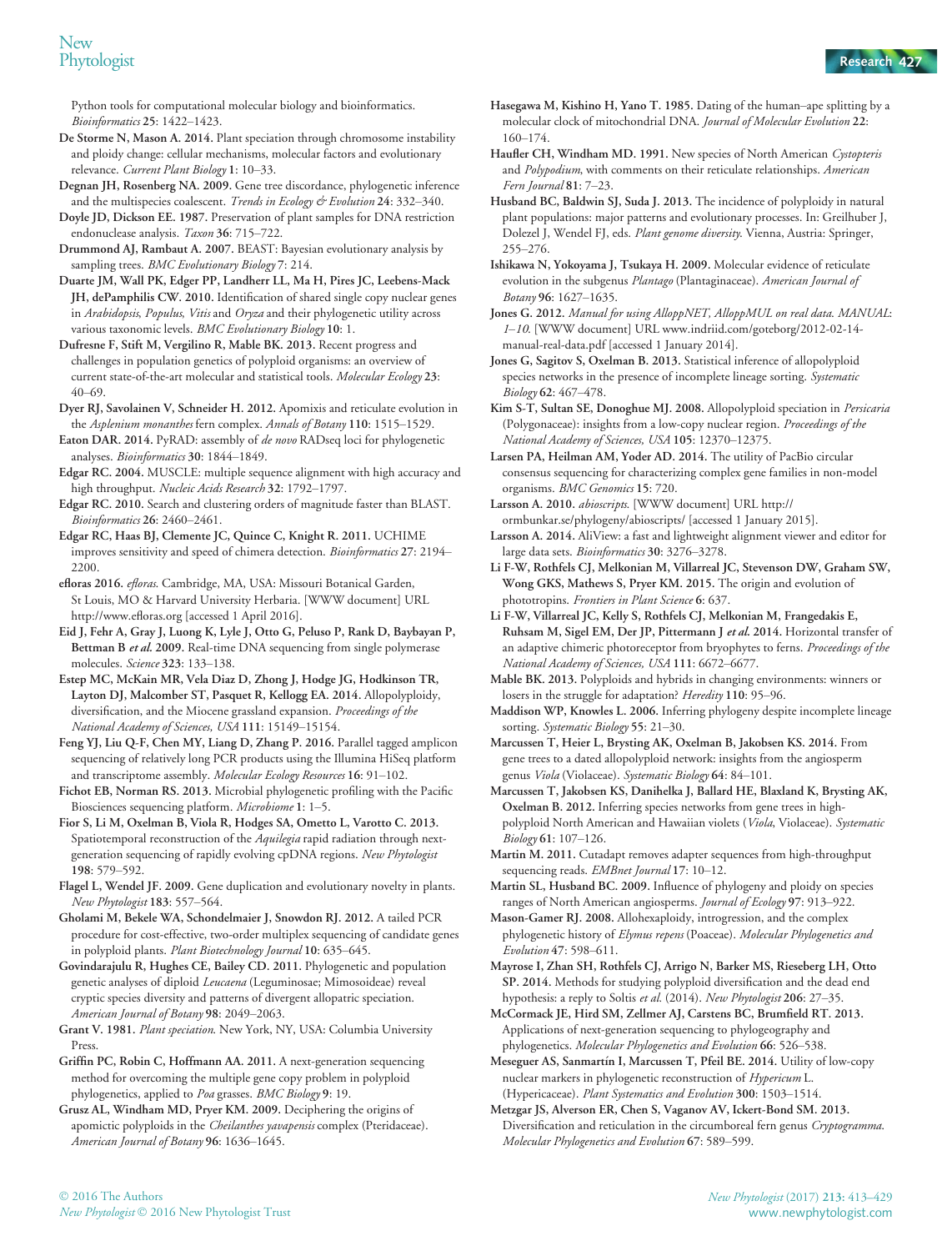Python tools for computational molecular biology and bioinformatics. *Bioinformatics* **25**: 1422–1423.

**De Storme N, Mason A. 2014.** Plant speciation through chromosome instability and ploidy change: cellular mechanisms, molecular factors and evolutionary relevance. *Current Plant Biology* **1**: 10–33.

**Degnan JH, Rosenberg NA. 2009.** Gene tree discordance, phylogenetic inference and the multispecies coalescent. *Trends in Ecology & Evolution* **24**: 332–340.

**Doyle JD, Dickson EE. 1987.** Preservation of plant samples for DNA restriction endonuclease analysis. *Taxon* **36**: 715–722.

**Drummond AJ, Rambaut A. 2007.** BEAST: Bayesian evolutionary analysis by sampling trees. *BMC Evolutionary Biology* **7**: 214.

**Duarte JM, Wall PK, Edger PP, Landherr LL, Ma H, Pires JC, Leebens-Mack JH, dePamphilis CW. 2010.** Identification of shared single copy nuclear genes in *Arabidopsis*, *Populus*, *Vitis* and *Oryza* and their phylogenetic utility across various taxonomic levels. *BMC Evolutionary Biology* **10**: 1.

**Dufresne F, Stift M, Vergilino R, Mable BK. 2013.** Recent progress and challenges in population genetics of polyploid organisms: an overview of current state-of-the-art molecular and statistical tools. *Molecular Ecology* **23**: 40–69.

**Dyer RJ, Savolainen V, Schneider H. 2012.** Apomixis and reticulate evolution in the *Asplenium monanthes* fern complex. *Annals of Botany* **110**: 1515–1529.

**Eaton DAR. 2014.** PyRAD: assembly of *de novo* RADseq loci for phylogenetic analyses. *Bioinformatics* **30**: 1844–1849.

**Edgar RC. 2004.** MUSCLE: multiple sequence alignment with high accuracy and high throughput. *Nucleic Acids Research* **32**: 1792–1797.

**Edgar RC. 2010.** Search and clustering orders of magnitude faster than BLAST. *Bioinformatics* **26**: 2460–2461.

**Edgar RC, Haas BJ, Clemente JC, Quince C, Knight R. 2011.** UCHIME improves sensitivity and speed of chimera detection. *Bioinformatics* **27**: 2194–2200.

**efloras 2016.** *efloras.* Cambridge, MA, USA: Missouri Botanical Garden, St Louis, MO & Harvard University Herbaria. [WWW document] URL http://www.efloras.org [accessed 1 April 2016].

**Eid J, Fehr A, Gray J, Luong K, Lyle J, Otto G, Peluso P, Rank D, Baybayan P, Bettman B *et al.* 2009.** Real-time DNA sequencing from single polymerase molecules. *Science* **323**: 133–138.

**Estep MC, McKain MR, Vela Diaz D, Zhong J, Hodge JG, Hodkinson TR, Layton DJ, Malcomber ST, Pasquet R, Kellogg EA. 2014.** Allopolyploidy, diversification, and the Miocene grassland expansion. *Proceedings of the National Academy of Sciences, USA* **111**: 15149–15154.

**Feng YJ, Liu Q-F, Chen MY, Liang D, Zhang P. 2016.** Parallel tagged amplicon sequencing of relatively long PCR products using the Illumina HiSeq platform and transcriptome assembly. *Molecular Ecology Resources* **16**: 91–102.

**Fichot EB, Norman RS. 2013.** Microbial phylogenetic profiling with the Pacific Biosciences sequencing platform. *Microbiome* **1**: 1–5.

**Fior S, Li M, Oxelman B, Viola R, Hodges SA, Ometto L, Varotto C. 2013.** Spatiotemporal reconstruction of the *Aquilegia* rapid radiation through next-generation sequencing of rapidly evolving cpDNA regions. *New Phytologist* **198**: 579–592.

**Flagel L, Wendel JF. 2009.** Gene duplication and evolutionary novelty in plants. *New Phytologist* **183**: 557–564.

**Gholami M, Bekele WA, Schondelmaier J, Snowdon RJ. 2012.** A tailed PCR procedure for cost-effective, two-order multiplex sequencing of candidate genes in polyploid plants. *Plant Biotechnology Journal* **10**: 635–645.

**Govindarajulu R, Hughes CE, Bailey CD. 2011.** Phylogenetic and population genetic analyses of diploid *Leucaena* (Leguminosae; Mimosoideae) reveal cryptic species diversity and patterns of divergent allopatric speciation. *American Journal of Botany* **98**: 2049–2063.

**Grant V. 1981.** *Plant speciation.* New York, NY, USA: Columbia University Press.

**Griffin PC, Robin C, Hoffmann AA. 2011.** A next-generation sequencing method for overcoming the multiple gene copy problem in polyploid phylogenetics, applied to *Poa* grasses. *BMC Biology* **9**: 19.

**Grusz AL, Windham MD, Pryer KM. 2009.** Deciphering the origins of apomictic polyploids in the *Cheilanthes yavapensis* complex (Pteridaceae). *American Journal of Botany* **96**: 1636–1645.

**Hasegawa M, Kishino H, Yano T. 1985.** Dating of the human–ape splitting by a molecular clock of mitochondrial DNA. *Journal of Molecular Evolution* **22**: 160–174.

**Haufler CH, Windham MD. 1991.** New species of North American *Cystopteris* and *Polypodium*, with comments on their reticulate relationships. *American Fern Journal* **81**: 7–23.

**Husband BC, Baldwin SJ, Suda J. 2013.** The incidence of polyploidy in natural plant populations: major patterns and evolutionary processes. In: Greilhuber J, Dolezel J, Wendel FJ, eds. *Plant genome diversity.* Vienna, Austria: Springer, 255–276.

**Ishikawa N, Yokoyama J, Tsukaya H. 2009.** Molecular evidence of reticulate evolution in the subgenus *Plantago* (Plantaginaceae). *American Journal of Botany* **96**: 1627–1635.

**Jones G. 2012.** *Manual for using AlloppNET, AlloppMUL on real data. MANUAL: 1–10.* [WWW document] URL www.indriid.com/goteborg/2012-02-14-manual-real-data.pdf [accessed 1 January 2014].

**Jones G, Sagitov S, Oxelman B. 2013.** Statistical inference of allopolyploid species networks in the presence of incomplete lineage sorting. *Systematic Biology* **62**: 467–478.

**Kim S-T, Sultan SE, Donoghue MJ. 2008.** Allopolyploid speciation in *Persicaria* (Polygonaceae): insights from a low-copy nuclear region. *Proceedings of the National Academy of Sciences, USA* **105**: 12370–12375.

**Larsen PA, Heilman AM, Yoder AD. 2014.** The utility of PacBio circular consensus sequencing for characterizing complex gene families in non-model organisms. *BMC Genomics* **15**: 720.

**Larsson A. 2010.** *abioscripts.* [WWW document] URL http://ormbunkar.se/phylogeny/abioscripts/ [accessed 1 January 2015].

**Larsson A. 2014.** AliView: a fast and lightweight alignment viewer and editor for large data sets. *Bioinformatics* **30**: 3276–3278.

**Li F-W, Rothfels CJ, Melkonian M, Villarreal JC, Stevenson DW, Graham SW, Wong GKS, Mathews S, Pryer KM. 2015.** The origin and evolution of phototropins. *Frontiers in Plant Science* **6**: 637.

**Li F-W, Villarreal JC, Kelly S, Rothfels CJ, Melkonian M, Frangedakis E, Ruhsam M, Sigel EM, Der JP, Pittermann J *et al.* 2014.** Horizontal transfer of an adaptive chimeric photoreceptor from bryophytes to ferns. *Proceedings of the National Academy of Sciences, USA* **111**: 6672–6677.

**Mable BK. 2013.** Polyploids and hybrids in changing environments: winners or losers in the struggle for adaptation? *Heredity* **110**: 95–96.

**Maddison WP, Knowles L. 2006.** Inferring phylogeny despite incomplete lineage sorting. *Systematic Biology* **55**: 21–30.

**Marcussen T, Heier L, Brysting AK, Oxelman B, Jakobsen KS. 2014.** From gene trees to a dated allopolyploid network: insights from the angiosperm genus *Viola* (Violaceae). *Systematic Biology* **64**: 84–101.

**Marcussen T, Jakobsen KS, Danihelka J, Ballard HE, Blaxland K, Brysting AK, Oxelman B. 2012.** Inferring species networks from gene trees in high-polyploid North American and Hawaiian violets (*Viola*, Violaceae). *Systematic Biology* **61**: 107–126.

**Martin M. 2011.** Cutadapt removes adapter sequences from high-throughput sequencing reads. *EMBnet Journal* **17**: 10–12.

**Martin SL, Husband BC. 2009.** Influence of phylogeny and ploidy on species ranges of North American angiosperms. *Journal of Ecology* **97**: 913–922.

**Mason-Gamer RJ. 2008.** Allohexaploidy, introgression, and the complex phylogenetic history of *Elymus repens* (Poaceae). *Molecular Phylogenetics and Evolution* **47**: 598–611.

**Mayrose I, Zhan SH, Rothfels CJ, Arrigo N, Barker MS, Rieseberg LH, Otto SP. 2014.** Methods for studying polyploid diversification and the dead end hypothesis: a reply to Soltis *et al.* (2014). *New Phytologist* **206**: 27–35.

**McCormack JE, Hird SM, Zellmer AJ, Carstens BC, Brumfield RT. 2013.** Applications of next-generation sequencing to phylogeography and phylogenetics. *Molecular Phylogenetics and Evolution* **66**: 526–538.

**Meseguer AS, Sanmartín I, Marcussen T, Pfeil BE. 2014.** Utility of low-copy nuclear markers in phylogenetic reconstruction of *Hypericum* L. (Hypericaceae). *Plant Systematics and Evolution* **300**: 1503–1514.

**Metzgar JS, Alverson ER, Chen S, Vaganov AV, Ickert-Bond SM. 2013.** Diversification and reticulation in the circumboreal fern genus *Cryptogramma*. *Molecular Phylogenetics and Evolution* **67**: 589–599.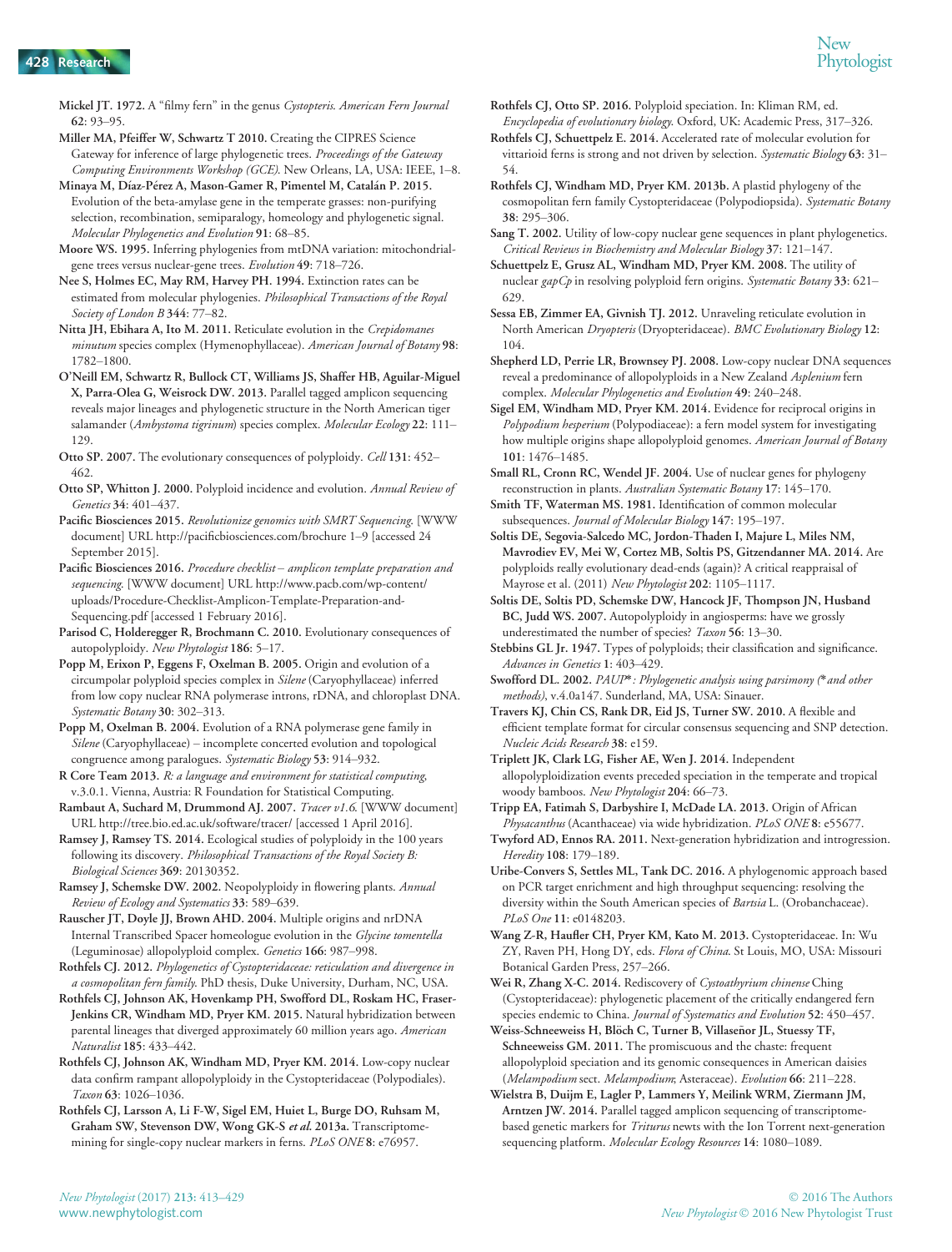Mickel JT. 1972. A "filmy fern" in the genus *Cystopteris*. *American Fern Journal* **62**: 93–95.

Miller MA, Pfeiffer W, Schwartz T 2010. Creating the CIPRES Science Gateway for inference of large phylogenetic trees. *Proceedings of the Gateway Computing Environments Workshop (GCE)*. New Orleans, LA, USA: IEEE, 1–8.

Minaya M, Díaz-Pérez A, Mason-Gamer R, Pimentel M, Catalán P. 2015. Evolution of the beta-amylase gene in the temperate grasses: non-purifying selection, recombination, semiparalogy, homeology and phylogenetic signal. *Molecular Phylogenetics and Evolution* **91**: 68–85.

Moore WS. 1995. Inferring phylogenies from mtDNA variation: mitochondrial-gene trees versus nuclear-gene trees. *Evolution* **49**: 718–726.

Nee S, Holmes EC, May RM, Harvey PH. 1994. Extinction rates can be estimated from molecular phylogenies. *Philosophical Transactions of the Royal Society of London B* **344**: 77–82.

Nitta JH, Ebihara A, Ito M. 2011. Reticulate evolution in the *Crepidomanes minutum* species complex (Hymenophyllaceae). *American Journal of Botany* **98**: 1782–1800.

O'Neill EM, Schwartz R, Bullock CT, Williams JS, Shaffer HB, Aguilar-Miguel X, Parra-Olea G, Weisrock DW. 2013. Parallel tagged amplicon sequencing reveals major lineages and phylogenetic structure in the North American tiger salamander (*Ambystoma tigrinum*) species complex. *Molecular Ecology* **22**: 111–129.

Otto SP. 2007. The evolutionary consequences of polyploidy. *Cell* **131**: 452–462.

Otto SP, Whitton J. 2000. Polyploid incidence and evolution. *Annual Review of Genetics* **34**: 401–437.

Pacific Biosciences 2015. *Revolutionize genomics with SMRT Sequencing*. [WWW document] URL http://pacificbiosciences.com/brochure 1–9 [accessed 24 September 2015].

Pacific Biosciences 2016. *Procedure checklist – amplicon template preparation and sequencing*. [WWW document] URL http://www.pacb.com/wp-content/uploads/Procedure-Checklist-Amplicon-Template-Preparation-and-Sequencing.pdf [accessed 1 February 2016].

Parisod C, Holderegger R, Brochmann C. 2010. Evolutionary consequences of autopolyploidy. *New Phytologist* **186**: 5–17.

Popp M, Erixon P, Eggens F, Oxelman B. 2005. Origin and evolution of a circumpolar polyploid species complex in *Silene* (Caryophyllaceae) inferred from low copy nuclear RNA polymerase introns, rDNA, and chloroplast DNA. *Systematic Botany* **30**: 302–313.

Popp M, Oxelman B. 2004. Evolution of a RNA polymerase gene family in *Silene* (Caryophyllaceae) – incomplete concerted evolution and topological congruence among paralogues. *Systematic Biology* **53**: 914–932.

R Core Team 2013. *R: a language and environment for statistical computing*, v.3.0.1. Vienna, Austria: R Foundation for Statistical Computing.

Rambaut A, Suchard M, Drummond AJ. 2007. *Tracer v1.6*. [WWW document] URL http://tree.bio.ed.ac.uk/software/tracer/ [accessed 1 April 2016].

Ramsey J, Ramsey TS. 2014. Ecological studies of polyploidy in the 100 years following its discovery. *Philosophical Transactions of the Royal Society B: Biological Sciences* **369**: 20130352.

Ramsey J, Schemske DW. 2002. Neopolyploidy in flowering plants. *Annual Review of Ecology and Systematics* **33**: 589–639.

Rauscher JT, Doyle JJ, Brown AHD. 2004. Multiple origins and nrDNA Internal Transcribed Spacer homeologue evolution in the *Glycine tomentella* (Leguminosae) allopolyploid complex. *Genetics* **166**: 987–998.

Rothfels CJ. 2012. *Phylogenetics of Cystopteridaceae: reticulation and divergence in a cosmopolitan fern family*. PhD thesis, Duke University, Durham, NC, USA.

Rothfels CJ, Johnson AK, Hovenkamp PH, Swofford DL, Roskam HC, Fraser-Jenkins CR, Windham MD, Pryer KM. 2015. Natural hybridization between parental lineages that diverged approximately 60 million years ago. *American Naturalist* **185**: 433–442.

Rothfels CJ, Johnson AK, Windham MD, Pryer KM. 2014. Low-copy nuclear data confirm rampant allopolyploidy in the Cystopteridaceae (Polypodiales). *Taxon* **63**: 1026–1036.

Rothfels CJ, Larsson A, Li F-W, Sigel EM, Huiet L, Burge DO, Ruhsam M, Graham SW, Stevenson DW, Wong GK-S *et al.* 2013a. Transcriptome-mining for single-copy nuclear markers in ferns. *PLoS ONE* **8**: e76957.

Rothfels CJ, Otto SP. 2016. Polyploid speciation. In: Kliman RM, ed. *Encyclopedia of evolutionary biology*. Oxford, UK: Academic Press, 317–326.

Rothfels CJ, Schuettpelz E. 2014. Accelerated rate of molecular evolution for vittarioid ferns is strong and not driven by selection. *Systematic Biology* **63**: 31–54.

Rothfels CJ, Windham MD, Pryer KM. 2013b. A plastid phylogeny of the cosmopolitan fern family Cystopteridaceae (Polypodiopsida). *Systematic Botany* **38**: 295–306.

Sang T. 2002. Utility of low-copy nuclear gene sequences in plant phylogenetics. *Critical Reviews in Biochemistry and Molecular Biology* **37**: 121–147.

Schuettpelz E, Grusz AL, Windham MD, Pryer KM. 2008. The utility of nuclear *gapCp* in resolving polyploid fern origins. *Systematic Botany* **33**: 621–629.

Sessa EB, Zimmer EA, Givnish TJ. 2012. Unraveling reticulate evolution in North American *Dryopteris* (Dryopteridaceae). *BMC Evolutionary Biology* **12**: 104.

Shepherd LD, Perrie LR, Brownsey PJ. 2008. Low-copy nuclear DNA sequences reveal a predominance of allopolyploids in a New Zealand *Asplenium* fern complex. *Molecular Phylogenetics and Evolution* **49**: 240–248.

Sigel EM, Windham MD, Pryer KM. 2014. Evidence for reciprocal origins in *Polypodium hesperium* (Polypodiaceae): a fern model system for investigating how multiple origins shape allopolyploid genomes. *American Journal of Botany* **101**: 1476–1485.

Small RL, Cronn RC, Wendel JF. 2004. Use of nuclear genes for phylogeny reconstruction in plants. *Australian Systematic Botany* **17**: 145–170.

Smith TF, Waterman MS. 1981. Identification of common molecular subsequences. *Journal of Molecular Biology* **147**: 195–197.

Soltis DE, Segovia-Salcedo MC, Jordon-Thaden I, Majure L, Miles NM, Mavrodiev EV, Mei W, Cortez MB, Soltis PS, Gitzendanner MA. 2014. Are polyploids really evolutionary dead-ends (again)? A critical reappraisal of Mayrose et al. (2011) *New Phytologist* **202**: 1105–1117.

Soltis DE, Soltis PD, Schemske DW, Hancock JF, Thompson JN, Husband BC, Judd WS. 2007. Autopolyploidy in angiosperms: have we grossly underestimated the number of species? *Taxon* **56**: 13–30.

Stebbins GL Jr. 1947. Types of polyploids; their classification and significance. *Advances in Genetics* **1**: 403–429.

Swofford DL. 2002. *PAUP*\*: Phylogenetic analysis using parsimony (\* and other methods)*, v.4.0a147. Sunderland, MA, USA: Sinauer.

Travers KJ, Chin CS, Rank DR, Eid JS, Turner SW. 2010. A flexible and efficient template format for circular consensus sequencing and SNP detection. *Nucleic Acids Research* **38**: e159.

Triplett JK, Clark LG, Fisher AE, Wen J. 2014. Independent allopolyploidization events preceded speciation in the temperate and tropical woody bamboos. *New Phytologist* **204**: 66–73.

Tripp EA, Fatimah S, Darbyshire I, McDade LA. 2013. Origin of African *Physacanthus* (Acanthaceae) via wide hybridization. *PLoS ONE* **8**: e55677.

Twyford AD, Ennos RA. 2011. Next-generation hybridization and introgression. *Heredity* **108**: 179–189.

Uribe-Convers S, Settles ML, Tank DC. 2016. A phylogenomic approach based on PCR target enrichment and high throughput sequencing: resolving the diversity within the South American species of *Bartsia* L. (Orobanchaceae). *PLoS One* **11**: e0148203.

Wang Z-R, Haufler CH, Pryer KM, Kato M. 2013. Cystopteridaceae. In: Wu ZY, Raven PH, Hong DY, eds. *Flora of China*. St Louis, MO, USA: Missouri Botanical Garden Press, 257–266.

Wei R, Zhang X-C. 2014. Rediscovery of *Cystoathyrium chinense* Ching (Cystopteridaceae): phylogenetic placement of the critically endangered fern species endemic to China. *Journal of Systematics and Evolution* **52**: 450–457.

Weiss-Schneeweiss H, Blöch C, Turner B, Villaseñor JL, Stuessy TF, Schneeweiss GM. 2011. The promiscuous and the chaste: frequent allopolyploid speciation and its genomic consequences in American daisies (*Melampodium* sect. *Melampodium*; Asteraceae). *Evolution* **66**: 211–228.

Wielstra B, Duijm E, Lagler P, Lammers Y, Meilink WRM, Ziermann JM, Arntzen JW. 2014. Parallel tagged amplicon sequencing of transcriptome-based genetic markers for *Triturus* newts with the Ion Torrent next-generation sequencing platform. *Molecular Ecology Resources* **14**: 1080–1089.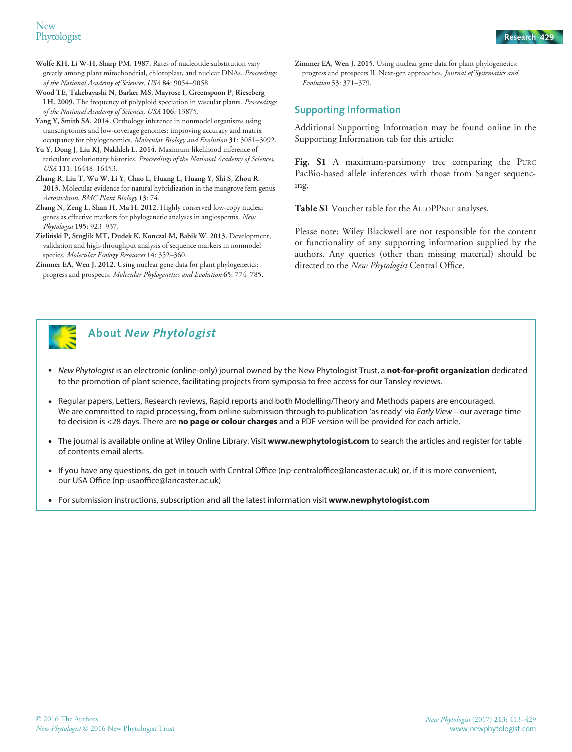**Wolfe KH, Li W-H, Sharp PM. 1987.** Rates of nucleotide substitution vary greatly among plant mitochondrial, chloroplast, and nuclear DNAs. *Proceedings of the National Academy of Sciences, USA* **84**: 9054–9058.

**Wood TE, Takebayashi N, Barker MS, Mayrose I, Greenspoon P, Rieseberg LH. 2009.** The frequency of polyploid speciation in vascular plants. *Proceedings of the National Academy of Sciences, USA* **106**: 13875.

**Yang Y, Smith SA. 2014.** Orthology inference in nonmodel organisms using transcriptomes and low-coverage genomes: improving accuracy and matrix occupancy for phylogenomics. *Molecular Biology and Evolution* **31**: 3081–3092.

**Yu Y, Dong J, Liu KJ, Nakhleh L. 2014.** Maximum likelihood inference of reticulate evolutionary histories. *Proceedings of the National Academy of Sciences, USA* **111**: 16448–16453.

**Zhang R, Liu T, Wu W, Li Y, Chao L, Huang L, Huang Y, Shi S, Zhou R. 2013.** Molecular evidence for natural hybridization in the mangrove fern genus *Acrostichum*. *BMC Plant Biology* **13**: 74.

**Zhang N, Zeng L, Shan H, Ma H. 2012.** Highly conserved low-copy nuclear genes as effective markers for phylogenetic analyses in angiosperms. *New Phytologist* **195**: 923–937.

**Zieliński P, Stuglik MT, Dudek K, Konczal M, Babik W. 2013.** Development, validation and high-throughput analysis of sequence markers in nonmodel species. *Molecular Ecology Resources* **14**: 352–360.

**Zimmer EA, Wen J. 2012.** Using nuclear gene data for plant phylogenetics: progress and prospects. *Molecular Phylogenetics and Evolution* **65**: 774–785.

**Zimmer EA, Wen J. 2015.** Using nuclear gene data for plant phylogenetics: progress and prospects II. Next-gen approaches. *Journal of Systematics and Evolution* **53**: 371–379.

## Supporting Information

Additional Supporting Information may be found online in the Supporting Information tab for this article:

**Fig. S1** A maximum-parsimony tree comparing the PURC PacBio-based allele inferences with those from Sanger sequencing.

**Table S1** Voucher table for the ALLOPPNET analyses.

Please note: Wiley Blackwell are not responsible for the content or functionality of any supporting information supplied by the authors. Any queries (other than missing material) should be directed to the *New Phytologist* Central Office.

## About *New Phytologist*

- *New Phytologist* is an electronic (online-only) journal owned by the New Phytologist Trust, a **not-for-profit organization** dedicated to the promotion of plant science, facilitating projects from symposia to free access for our Tansley reviews.
- Regular papers, Letters, Research reviews, Rapid reports and both Modelling/Theory and Methods papers are encouraged. We are committed to rapid processing, from online submission through to publication 'as ready' via *Early View* – our average time to decision is <28 days. There are **no page or colour charges** and a PDF version will be provided for each article.
- The journal is available online at Wiley Online Library. Visit **www.newphytologist.com** to search the articles and register for table of contents email alerts.
- If you have any questions, do get in touch with Central Office (np-centraloffice@lancaster.ac.uk) or, if it is more convenient, our USA Office (np-usaoffice@lancaster.ac.uk)
- For submission instructions, subscription and all the latest information visit **www.newphytologist.com**